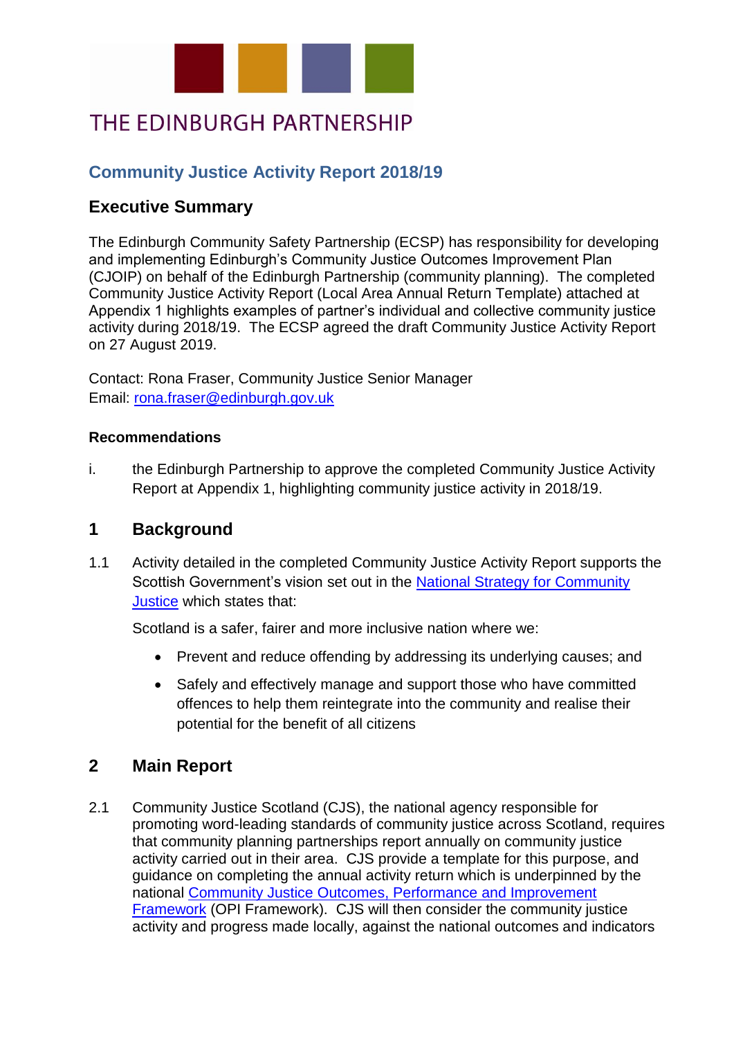THE EDINBURGH PARTNERSHIP

## Community Justice Activity Report 2018/19

## Executive Summary

The Edinburgh Community Safety Partnership (ECSP) has responsibility for developing and implementing Edinburgh's Community Justice Outcomes Improvement Plan (CJOIP) on behalf of the Edinburgh Partnership (community planning). The completed Community Justice Activity Report (Local Area Annual Return Template) attached at Appendix 1 highlights examples of partner's individual and collective community justice activity during 2018/19. The ECSP agreed the draft Community Justice Activity Report on 27 August 2019.

Contact: Rona Fraser, Community Justice Senior Manager
Email: rona.fraser@edinburgh.gov.uk

**Recommendations**

i. the Edinburgh Partnership to approve the completed Community Justice Activity Report at Appendix 1, highlighting community justice activity in 2018/19.

## 1 Background

1.1 Activity detailed in the completed Community Justice Activity Report supports the Scottish Government's vision set out in the National Strategy for Community Justice which states that:

Scotland is a safer, fairer and more inclusive nation where we:

- Prevent and reduce offending by addressing its underlying causes; and
- Safely and effectively manage and support those who have committed offences to help them reintegrate into the community and realise their potential for the benefit of all citizens

## 2 Main Report

2.1 Community Justice Scotland (CJS), the national agency responsible for promoting word-leading standards of community justice across Scotland, requires that community planning partnerships report annually on community justice activity carried out in their area. CJS provide a template for this purpose, and guidance on completing the annual activity return which is underpinned by the national Community Justice Outcomes, Performance and Improvement Framework (OPI Framework). CJS will then consider the community justice activity and progress made locally, against the national outcomes and indicators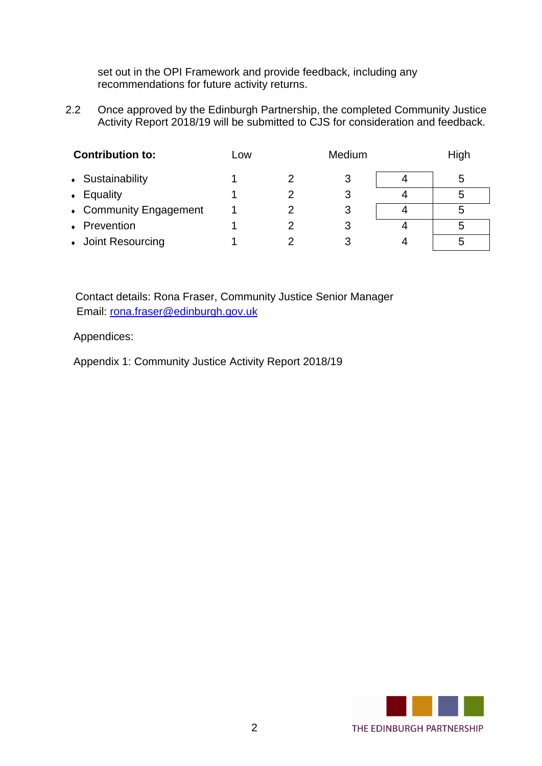set out in the OPI Framework and provide feedback, including any recommendations for future activity returns.

2.2 Once approved by the Edinburgh Partnership, the completed Community Justice Activity Report 2018/19 will be submitted to CJS for consideration and feedback.

| **Contribution to:** | Low | | Medium | | High |
|---|---|---|---|---|---|
| • Sustainability | 1 | 2 | 3 | **4** | 5 |
| • Equality | 1 | 2 | 3 | 4 | **5** |
| • Community Engagement | 1 | 2 | 3 | **4** | 5 |
| • Prevention | 1 | 2 | 3 | 4 | **5** |
| • Joint Resourcing | 1 | 2 | 3 | 4 | **5** |

Contact details: Rona Fraser, Community Justice Senior Manager
Email: rona.fraser@edinburgh.gov.uk

Appendices:

Appendix 1: Community Justice Activity Report 2018/19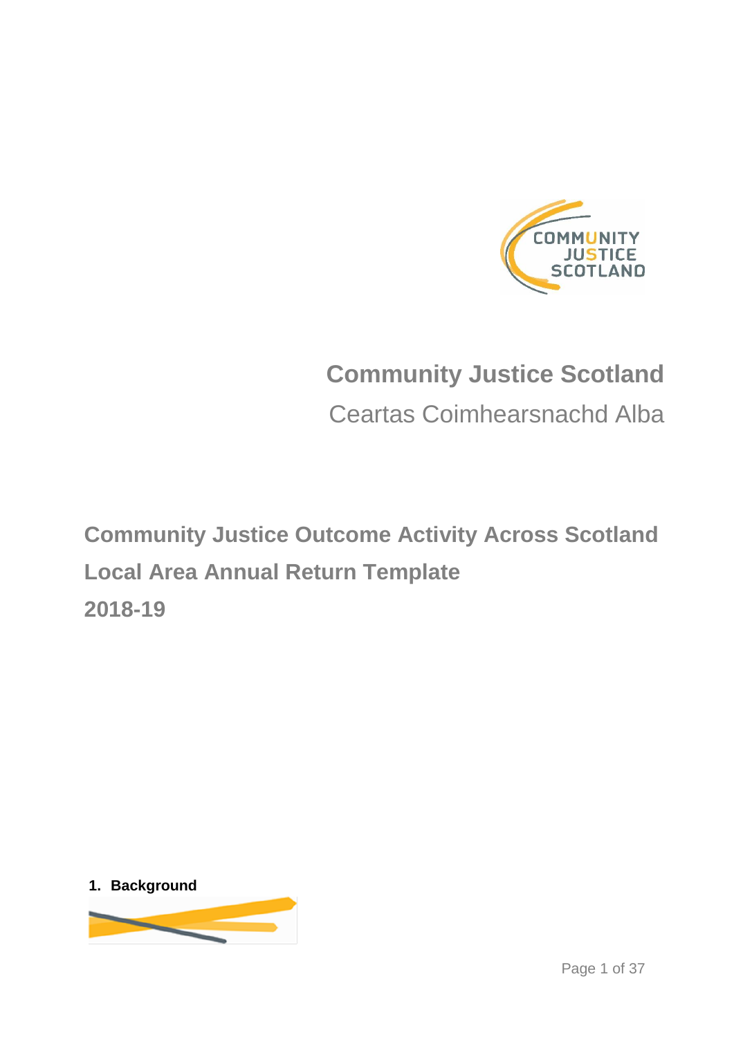# Community Justice Scotland

Ceartas Coimhearsnachd Alba

## Community Justice Outcome Activity Across Scotland

## Local Area Annual Return Template

## 2018-19

### 1. Background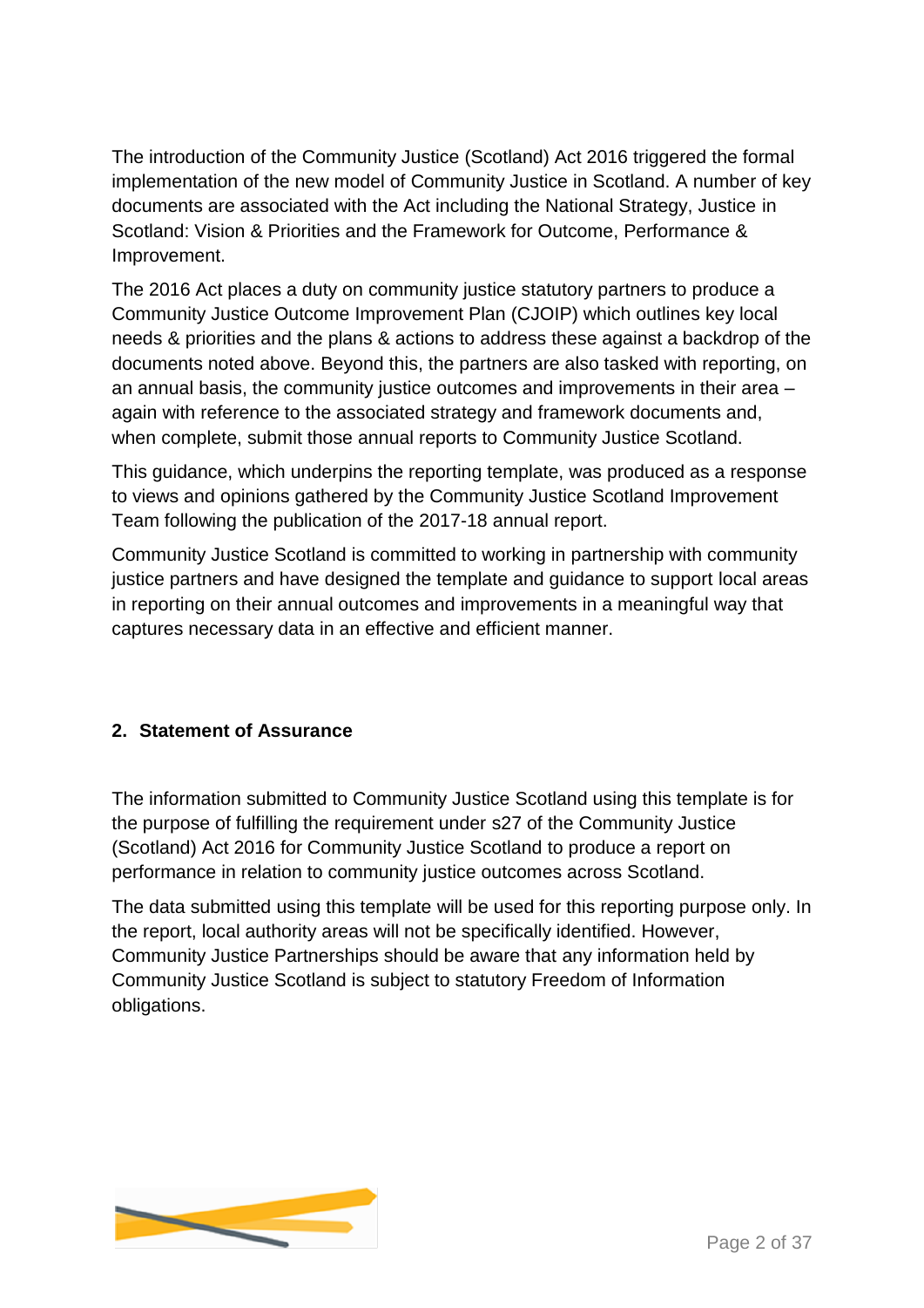The introduction of the Community Justice (Scotland) Act 2016 triggered the formal implementation of the new model of Community Justice in Scotland. A number of key documents are associated with the Act including the National Strategy, Justice in Scotland: Vision & Priorities and the Framework for Outcome, Performance & Improvement.

The 2016 Act places a duty on community justice statutory partners to produce a Community Justice Outcome Improvement Plan (CJOIP) which outlines key local needs & priorities and the plans & actions to address these against a backdrop of the documents noted above. Beyond this, the partners are also tasked with reporting, on an annual basis, the community justice outcomes and improvements in their area – again with reference to the associated strategy and framework documents and, when complete, submit those annual reports to Community Justice Scotland.

This guidance, which underpins the reporting template, was produced as a response to views and opinions gathered by the Community Justice Scotland Improvement Team following the publication of the 2017-18 annual report.

Community Justice Scotland is committed to working in partnership with community justice partners and have designed the template and guidance to support local areas in reporting on their annual outcomes and improvements in a meaningful way that captures necessary data in an effective and efficient manner.

## 2. Statement of Assurance

The information submitted to Community Justice Scotland using this template is for the purpose of fulfilling the requirement under s27 of the Community Justice (Scotland) Act 2016 for Community Justice Scotland to produce a report on performance in relation to community justice outcomes across Scotland.

The data submitted using this template will be used for this reporting purpose only. In the report, local authority areas will not be specifically identified. However, Community Justice Partnerships should be aware that any information held by Community Justice Scotland is subject to statutory Freedom of Information obligations.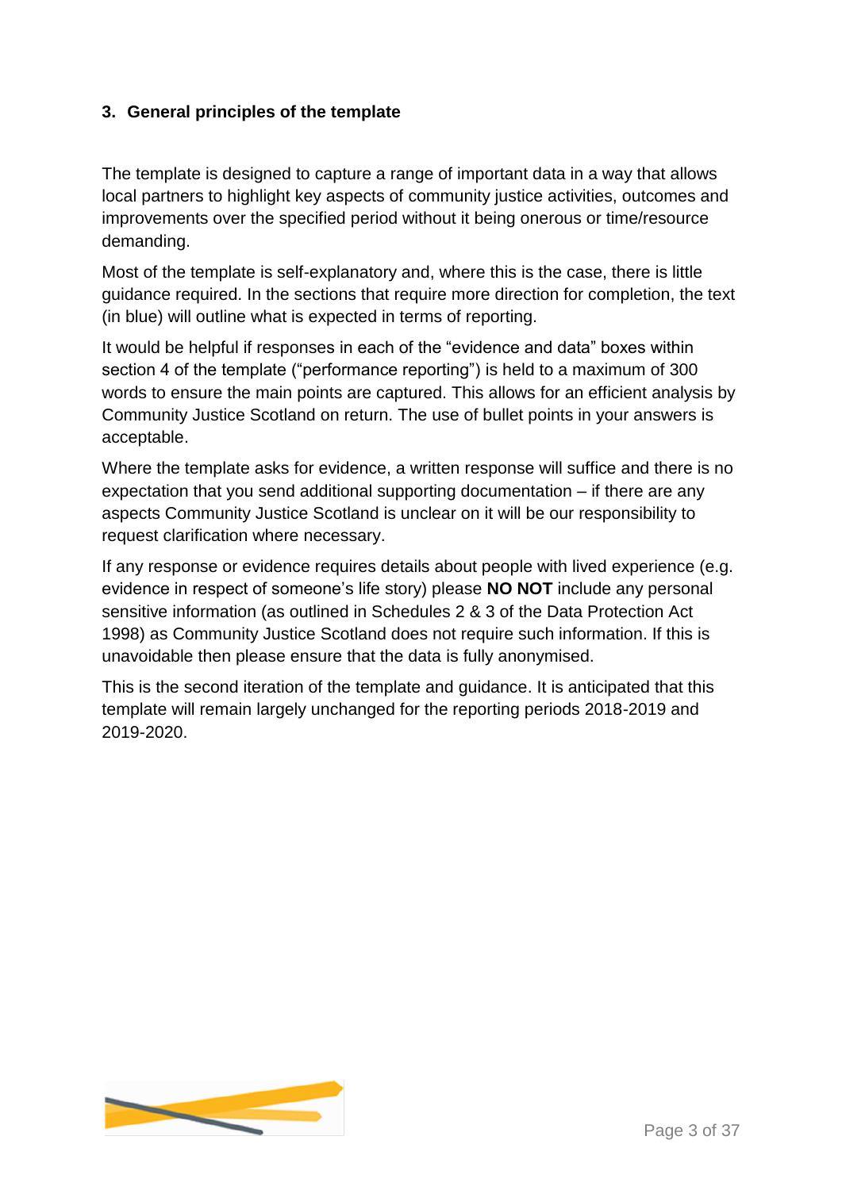### 3. General principles of the template

The template is designed to capture a range of important data in a way that allows local partners to highlight key aspects of community justice activities, outcomes and improvements over the specified period without it being onerous or time/resource demanding.

Most of the template is self-explanatory and, where this is the case, there is little guidance required. In the sections that require more direction for completion, the text (in blue) will outline what is expected in terms of reporting.

It would be helpful if responses in each of the "evidence and data" boxes within section 4 of the template ("performance reporting") is held to a maximum of 300 words to ensure the main points are captured. This allows for an efficient analysis by Community Justice Scotland on return. The use of bullet points in your answers is acceptable.

Where the template asks for evidence, a written response will suffice and there is no expectation that you send additional supporting documentation – if there are any aspects Community Justice Scotland is unclear on it will be our responsibility to request clarification where necessary.

If any response or evidence requires details about people with lived experience (e.g. evidence in respect of someone's life story) please **NO NOT** include any personal sensitive information (as outlined in Schedules 2 & 3 of the Data Protection Act 1998) as Community Justice Scotland does not require such information. If this is unavoidable then please ensure that the data is fully anonymised.

This is the second iteration of the template and guidance. It is anticipated that this template will remain largely unchanged for the reporting periods 2018-2019 and 2019-2020.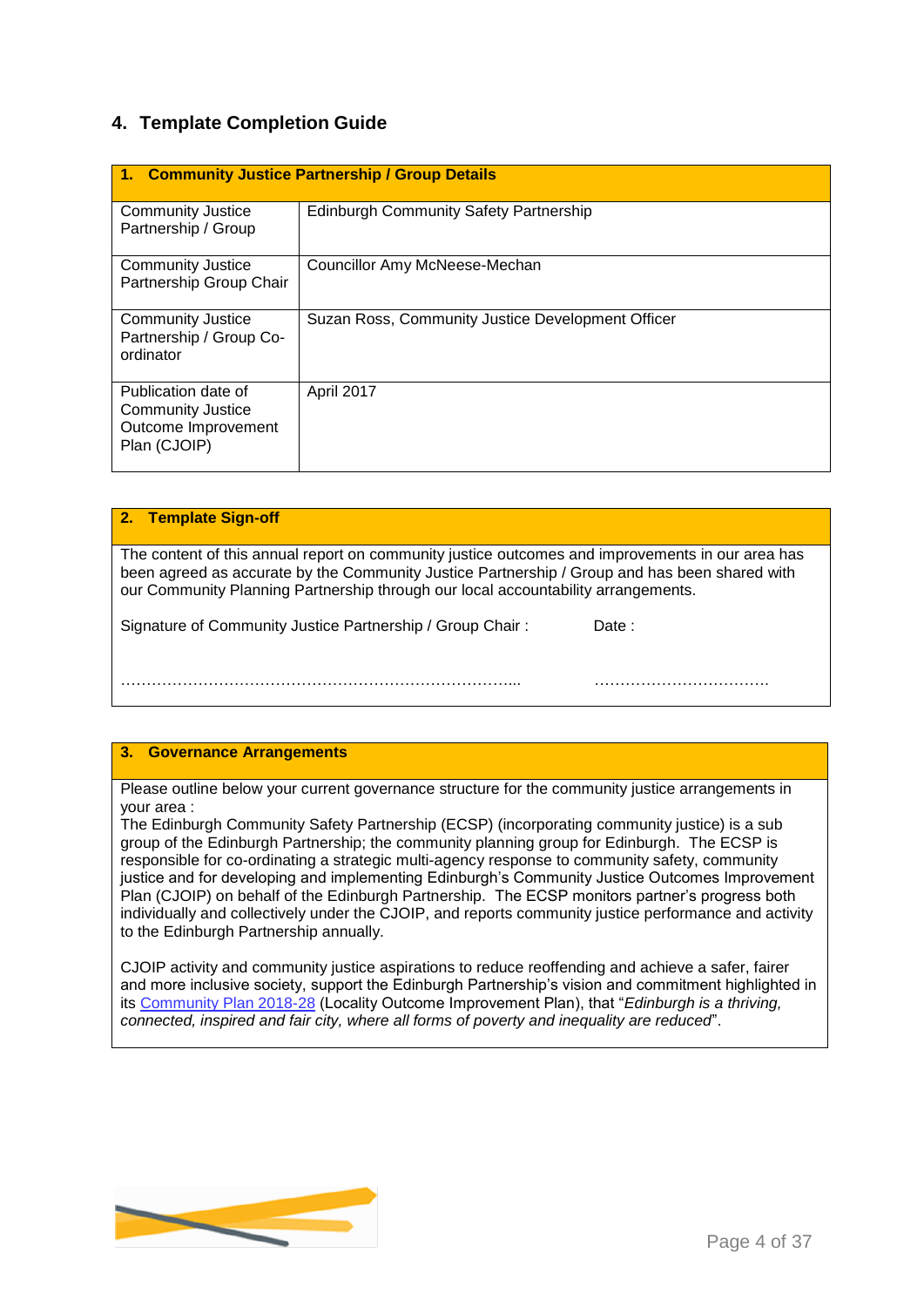## 4. Template Completion Guide

| **1. Community Justice Partnership / Group Details** | |
|---|---|
| Community Justice Partnership / Group | Edinburgh Community Safety Partnership |
| Community Justice Partnership Group Chair | Councillor Amy McNeese-Mechan |
| Community Justice Partnership / Group Co-ordinator | Suzan Ross, Community Justice Development Officer |
| Publication date of Community Justice Outcome Improvement Plan (CJOIP) | April 2017 |

| **2. Template Sign-off** |
|---|
| The content of this annual report on community justice outcomes and improvements in our area has been agreed as accurate by the Community Justice Partnership / Group and has been shared with our Community Planning Partnership through our local accountability arrangements.<br><br>Signature of Community Justice Partnership / Group Chair : ……………………………………………………………………... Date : …………………………… |

| **3. Governance Arrangements** |
|---|
| Please outline below your current governance structure for the community justice arrangements in your area :<br>The Edinburgh Community Safety Partnership (ECSP) (incorporating community justice) is a sub group of the Edinburgh Partnership; the community planning group for Edinburgh. The ECSP is responsible for co-ordinating a strategic multi-agency response to community safety, community justice and for developing and implementing Edinburgh's Community Justice Outcomes Improvement Plan (CJOIP) on behalf of the Edinburgh Partnership. The ECSP monitors partner's progress both individually and collectively under the CJOIP, and reports community justice performance and activity to the Edinburgh Partnership annually.<br><br>CJOIP activity and community justice aspirations to reduce reoffending and achieve a safer, fairer and more inclusive society, support the Edinburgh Partnership's vision and commitment highlighted in its Community Plan 2018-28 (Locality Outcome Improvement Plan), that "*Edinburgh is a thriving, connected, inspired and fair city, where all forms of poverty and inequality are reduced*". |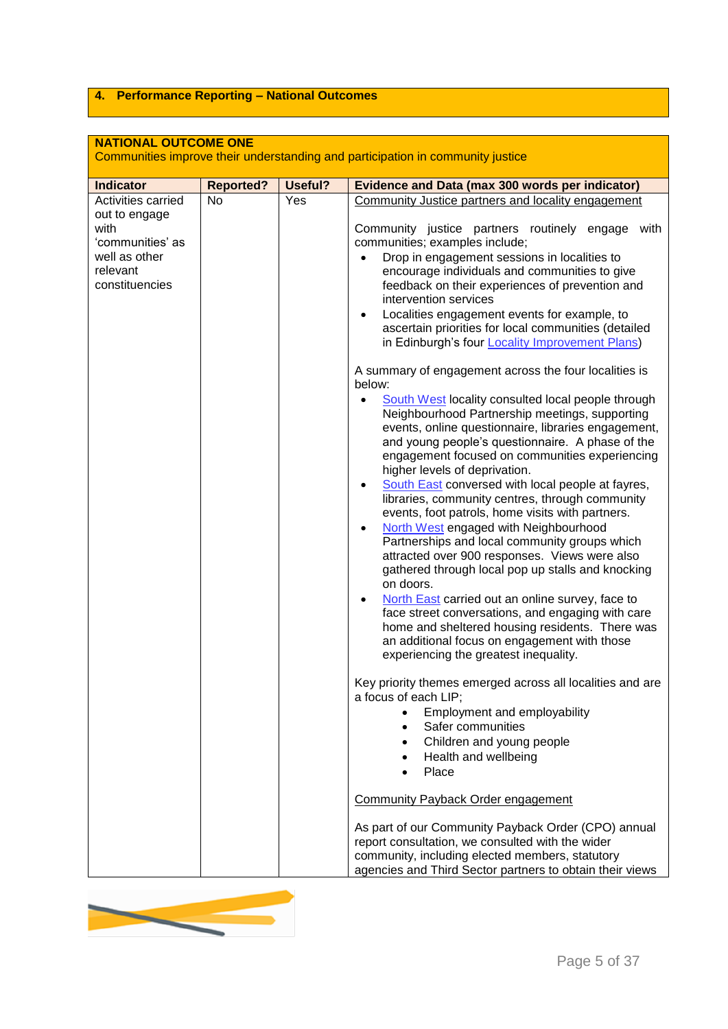## 4. Performance Reporting – National Outcomes

| NATIONAL OUTCOME ONE<br>Communities improve their understanding and participation in community justice | | | |
|---|---|---|---|
| **Indicator** | **Reported?** | **Useful?** | **Evidence and Data (max 300 words per indicator)** |
| Activities carried out to engage with 'communities' as well as other relevant constituencies | No | Yes | Community Justice partners and locality engagement<br><br>Community justice partners routinely engage with communities; examples include;<br>• Drop in engagement sessions in localities to encourage individuals and communities to give feedback on their experiences of prevention and intervention services<br>• Localities engagement events for example, to ascertain priorities for local communities (detailed in Edinburgh's four Locality Improvement Plans)<br><br>A summary of engagement across the four localities is below:<br>• South West locality consulted local people through Neighbourhood Partnership meetings, supporting events, online questionnaire, libraries engagement, and young people's questionnaire. A phase of the engagement focused on communities experiencing higher levels of deprivation.<br>• South East conversed with local people at fayres, libraries, community centres, through community events, foot patrols, home visits with partners.<br>• North West engaged with Neighbourhood Partnerships and local community groups which attracted over 900 responses. Views were also gathered through local pop up stalls and knocking on doors.<br>• North East carried out an online survey, face to face street conversations, and engaging with care home and sheltered housing residents. There was an additional focus on engagement with those experiencing the greatest inequality.<br><br>Key priority themes emerged across all localities and are a focus of each LIP;<br>• Employment and employability<br>• Safer communities<br>• Children and young people<br>• Health and wellbeing<br>• Place<br><br>Community Payback Order engagement<br><br>As part of our Community Payback Order (CPO) annual report consultation, we consulted with the wider community, including elected members, statutory agencies and Third Sector partners to obtain their views |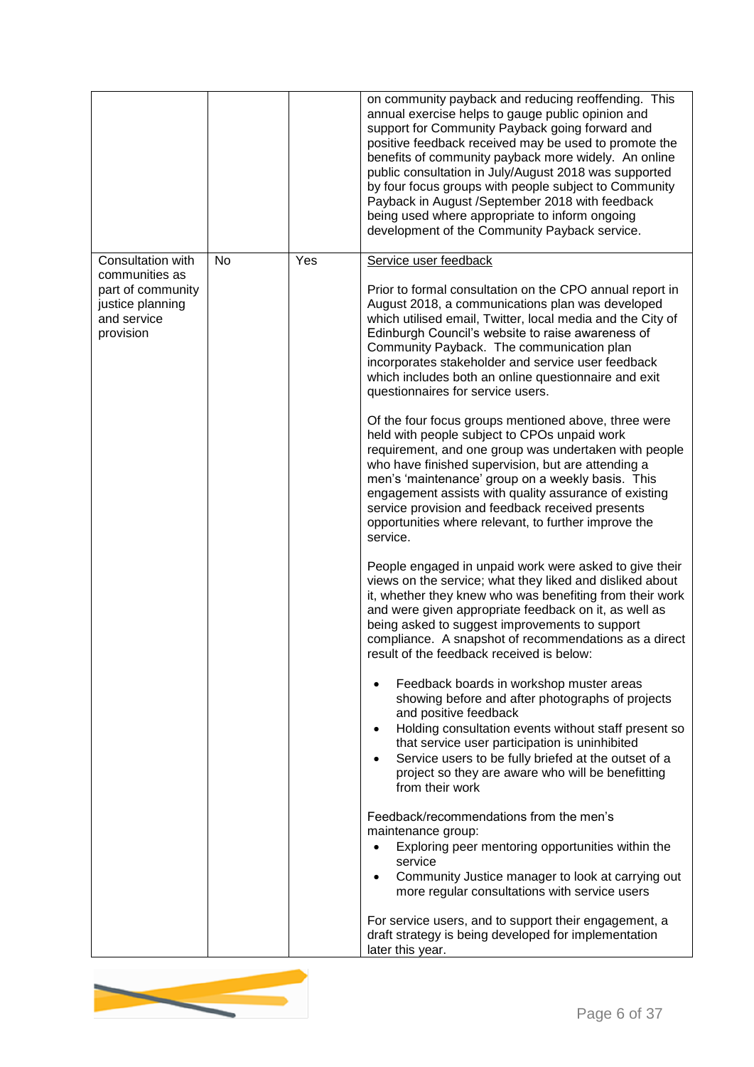| | | | |
|---|---|---|---|
| | | | on community payback and reducing reoffending. This annual exercise helps to gauge public opinion and support for Community Payback going forward and positive feedback received may be used to promote the benefits of community payback more widely. An online public consultation in July/August 2018 was supported by four focus groups with people subject to Community Payback in August /September 2018 with feedback being used where appropriate to inform ongoing development of the Community Payback service. |
| Consultation with communities as part of community justice planning and service provision | No | Yes | Service user feedback<br><br>Prior to formal consultation on the CPO annual report in August 2018, a communications plan was developed which utilised email, Twitter, local media and the City of Edinburgh Council's website to raise awareness of Community Payback. The communication plan incorporates stakeholder and service user feedback which includes both an online questionnaire and exit questionnaires for service users.<br><br>Of the four focus groups mentioned above, three were held with people subject to CPOs unpaid work requirement, and one group was undertaken with people who have finished supervision, but are attending a men's 'maintenance' group on a weekly basis. This engagement assists with quality assurance of existing service provision and feedback received presents opportunities where relevant, to further improve the service.<br><br>People engaged in unpaid work were asked to give their views on the service; what they liked and disliked about it, whether they knew who was benefiting from their work and were given appropriate feedback on it, as well as being asked to suggest improvements to support compliance. A snapshot of recommendations as a direct result of the feedback received is below:<br><br>• Feedback boards in workshop muster areas showing before and after photographs of projects and positive feedback<br>• Holding consultation events without staff present so that service user participation is uninhibited<br>• Service users to be fully briefed at the outset of a project so they are aware who will be benefitting from their work<br><br>Feedback/recommendations from the men's maintenance group:<br>• Exploring peer mentoring opportunities within the service<br>• Community Justice manager to look at carrying out more regular consultations with service users<br><br>For service users, and to support their engagement, a draft strategy is being developed for implementation later this year. |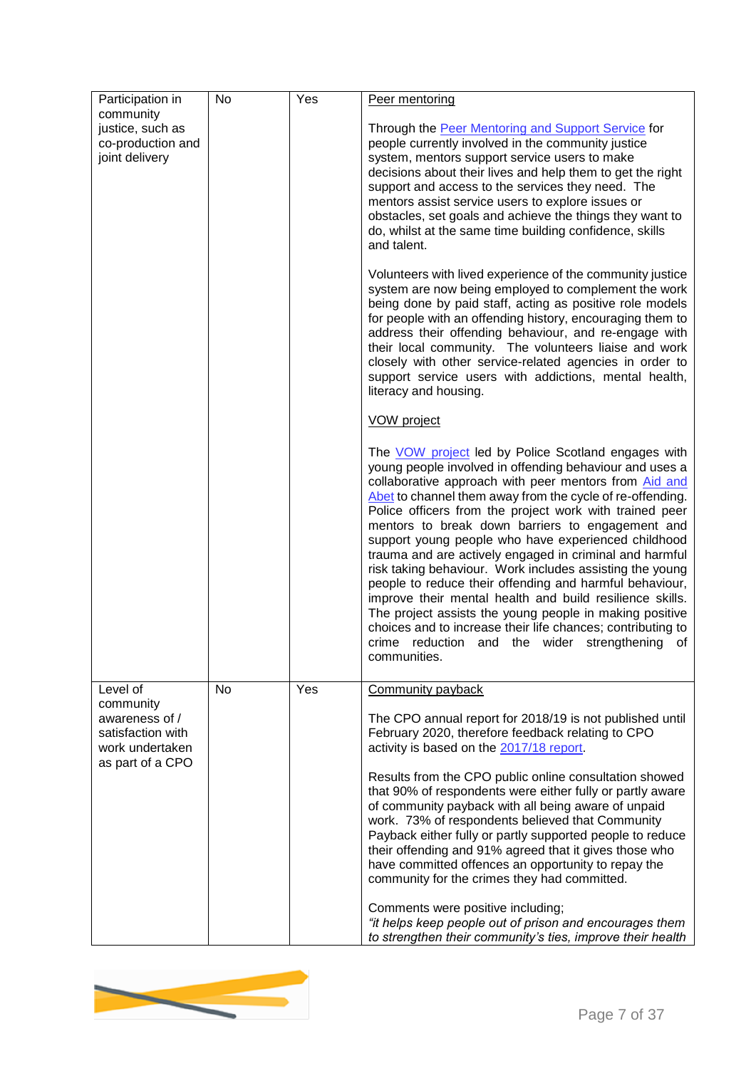| | | | |
|---|---|---|---|
| Participation in community justice, such as co-production and joint delivery | No | Yes | Peer mentoring<br><br>Through the Peer Mentoring and Support Service for people currently involved in the community justice system, mentors support service users to make decisions about their lives and help them to get the right support and access to the services they need. The mentors assist service users to explore issues or obstacles, set goals and achieve the things they want to do, whilst at the same time building confidence, skills and talent.<br><br>Volunteers with lived experience of the community justice system are now being employed to complement the work being done by paid staff, acting as positive role models for people with an offending history, encouraging them to address their offending behaviour, and re-engage with their local community. The volunteers liaise and work closely with other service-related agencies in order to support service users with addictions, mental health, literacy and housing.<br><br>VOW project<br><br>The VOW project led by Police Scotland engages with young people involved in offending behaviour and uses a collaborative approach with peer mentors from Aid and Abet to channel them away from the cycle of re-offending. Police officers from the project work with trained peer mentors to break down barriers to engagement and support young people who have experienced childhood trauma and are actively engaged in criminal and harmful risk taking behaviour. Work includes assisting the young people to reduce their offending and harmful behaviour, improve their mental health and build resilience skills. The project assists the young people in making positive choices and to increase their life chances; contributing to crime reduction and the wider strengthening of communities. |
| Level of community awareness of / satisfaction with work undertaken as part of a CPO | No | Yes | Community payback<br><br>The CPO annual report for 2018/19 is not published until February 2020, therefore feedback relating to CPO activity is based on the 2017/18 report.<br><br>Results from the CPO public online consultation showed that 90% of respondents were either fully or partly aware of community payback with all being aware of unpaid work. 73% of respondents believed that Community Payback either fully or partly supported people to reduce their offending and 91% agreed that it gives those who have committed offences an opportunity to repay the community for the crimes they had committed.<br><br>Comments were positive including;<br>*"it helps keep people out of prison and encourages them to strengthen their community's ties, improve their health* |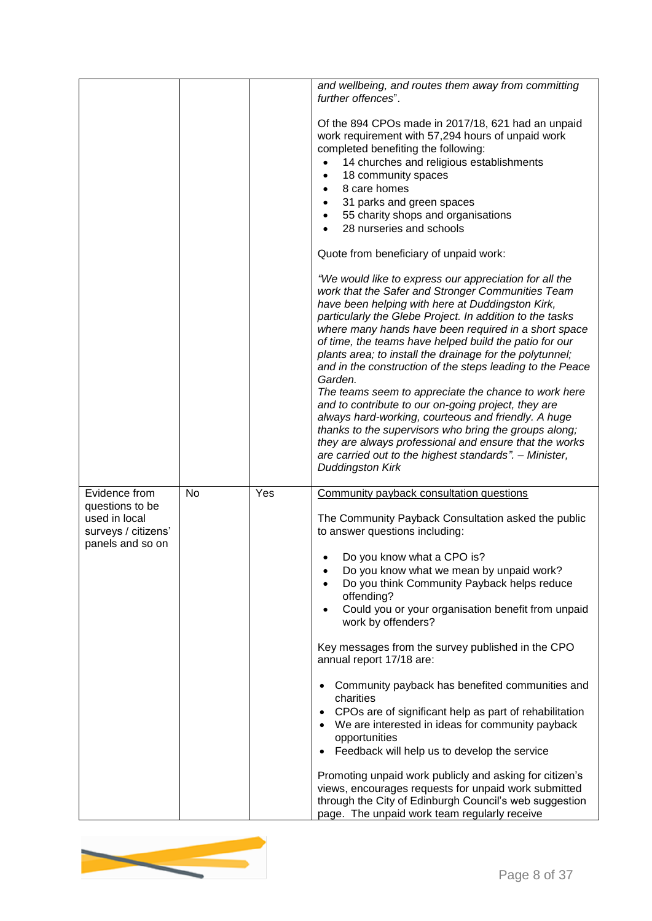| | | | |
|---|---|---|---|
| | | | *and wellbeing, and routes them away from committing further offences*".<br><br>Of the 894 CPOs made in 2017/18, 621 had an unpaid work requirement with 57,294 hours of unpaid work completed benefiting the following:<br>• 14 churches and religious establishments<br>• 18 community spaces<br>• 8 care homes<br>• 31 parks and green spaces<br>• 55 charity shops and organisations<br>• 28 nurseries and schools<br><br>Quote from beneficiary of unpaid work:<br><br>*"We would like to express our appreciation for all the work that the Safer and Stronger Communities Team have been helping with here at Duddingston Kirk, particularly the Glebe Project. In addition to the tasks where many hands have been required in a short space of time, the teams have helped build the patio for our plants area; to install the drainage for the polytunnel; and in the construction of the steps leading to the Peace Garden.*<br>*The teams seem to appreciate the chance to work here and to contribute to our on-going project, they are always hard-working, courteous and friendly. A huge thanks to the supervisors who bring the groups along; they are always professional and ensure that the works are carried out to the highest standards". – Minister, Duddingston Kirk* |
| Evidence from questions to be used in local surveys / citizens' panels and so on | No | Yes | <u>Community payback consultation questions</u><br><br>The Community Payback Consultation asked the public to answer questions including:<br><br>• Do you know what a CPO is?<br>• Do you know what we mean by unpaid work?<br>• Do you think Community Payback helps reduce offending?<br>• Could you or your organisation benefit from unpaid work by offenders?<br><br>Key messages from the survey published in the CPO annual report 17/18 are:<br><br>• Community payback has benefited communities and charities<br>• CPOs are of significant help as part of rehabilitation<br>• We are interested in ideas for community payback opportunities<br>• Feedback will help us to develop the service<br><br>Promoting unpaid work publicly and asking for citizen's views, encourages requests for unpaid work submitted through the City of Edinburgh Council's web suggestion page. The unpaid work team regularly receive |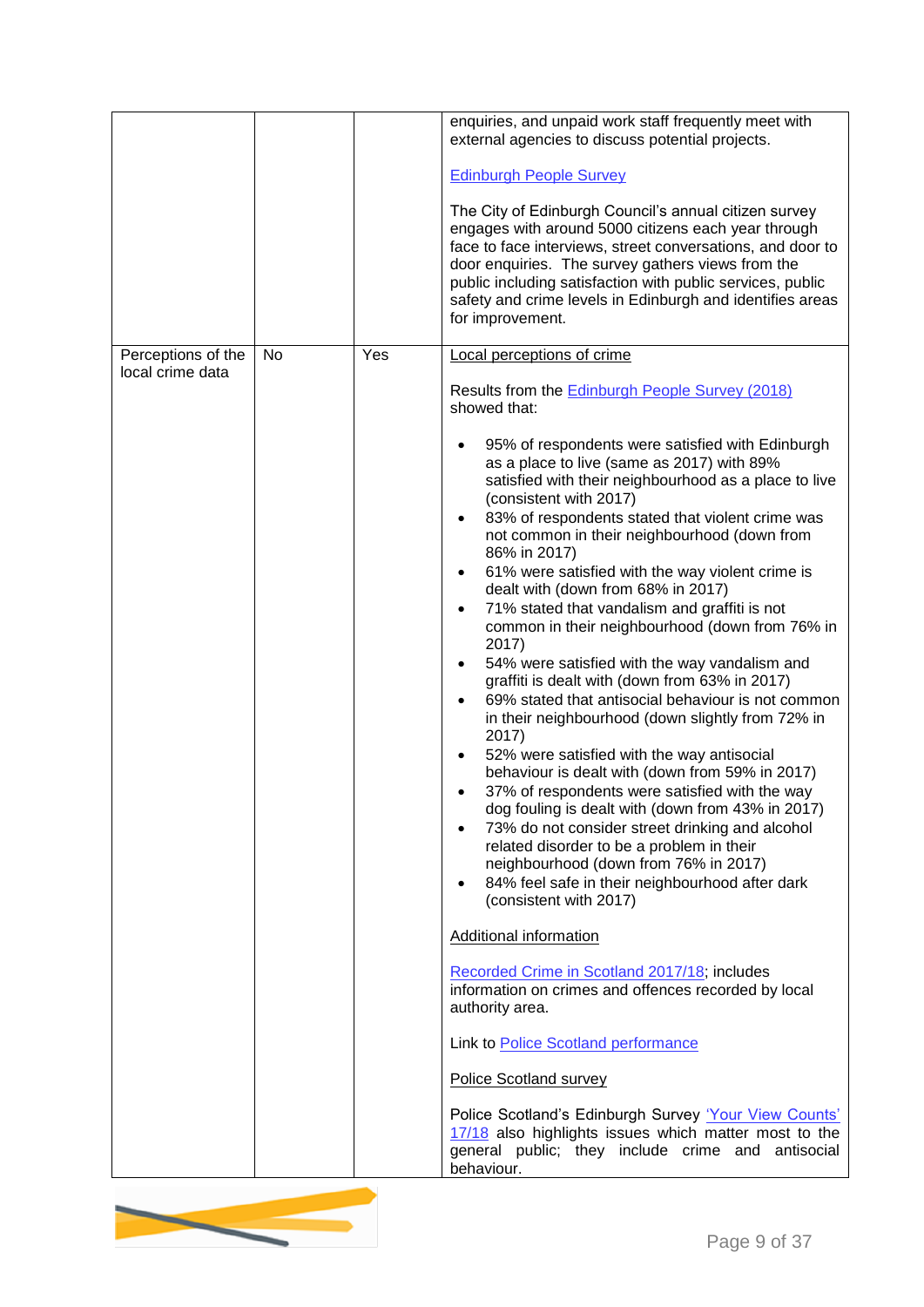| | | | |
|---|---|---|---|
| | | | enquiries, and unpaid work staff frequently meet with external agencies to discuss potential projects.<br><br>Edinburgh People Survey<br><br>The City of Edinburgh Council's annual citizen survey engages with around 5000 citizens each year through face to face interviews, street conversations, and door to door enquiries. The survey gathers views from the public including satisfaction with public services, public safety and crime levels in Edinburgh and identifies areas for improvement. |
| Perceptions of the local crime data | No | Yes | Local perceptions of crime<br><br>Results from the Edinburgh People Survey (2018) showed that:<br><br>• 95% of respondents were satisfied with Edinburgh as a place to live (same as 2017) with 89% satisfied with their neighbourhood as a place to live (consistent with 2017)<br>• 83% of respondents stated that violent crime was not common in their neighbourhood (down from 86% in 2017)<br>• 61% were satisfied with the way violent crime is dealt with (down from 68% in 2017)<br>• 71% stated that vandalism and graffiti is not common in their neighbourhood (down from 76% in 2017)<br>• 54% were satisfied with the way vandalism and graffiti is dealt with (down from 63% in 2017)<br>• 69% stated that antisocial behaviour is not common in their neighbourhood (down slightly from 72% in 2017)<br>• 52% were satisfied with the way antisocial behaviour is dealt with (down from 59% in 2017)<br>• 37% of respondents were satisfied with the way dog fouling is dealt with (down from 43% in 2017)<br>• 73% do not consider street drinking and alcohol related disorder to be a problem in their neighbourhood (down from 76% in 2017)<br>• 84% feel safe in their neighbourhood after dark (consistent with 2017)<br><br>Additional information<br><br>Recorded Crime in Scotland 2017/18; includes information on crimes and offences recorded by local authority area.<br><br>Link to Police Scotland performance<br><br>Police Scotland survey<br><br>Police Scotland's Edinburgh Survey 'Your View Counts' 17/18 also highlights issues which matter most to the general public; they include crime and antisocial behaviour. |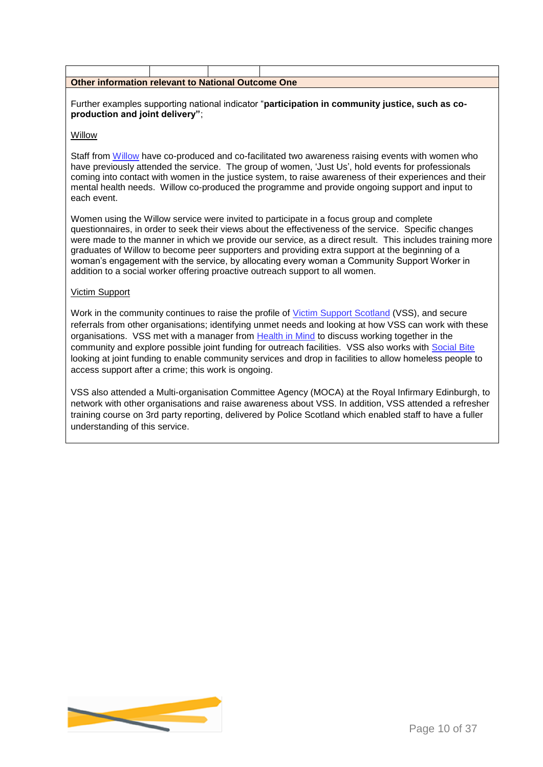| | | | |
|---|---|---|---|

**Other information relevant to National Outcome One**

Further examples supporting national indicator "**participation in community justice, such as co-production and joint delivery"**;

Willow

Staff from Willow have co-produced and co-facilitated two awareness raising events with women who have previously attended the service. The group of women, 'Just Us', hold events for professionals coming into contact with women in the justice system, to raise awareness of their experiences and their mental health needs. Willow co-produced the programme and provide ongoing support and input to each event.

Women using the Willow service were invited to participate in a focus group and complete questionnaires, in order to seek their views about the effectiveness of the service. Specific changes were made to the manner in which we provide our service, as a direct result. This includes training more graduates of Willow to become peer supporters and providing extra support at the beginning of a woman's engagement with the service, by allocating every woman a Community Support Worker in addition to a social worker offering proactive outreach support to all women.

Victim Support

Work in the community continues to raise the profile of Victim Support Scotland (VSS), and secure referrals from other organisations; identifying unmet needs and looking at how VSS can work with these organisations. VSS met with a manager from Health in Mind to discuss working together in the community and explore possible joint funding for outreach facilities. VSS also works with Social Bite looking at joint funding to enable community services and drop in facilities to allow homeless people to access support after a crime; this work is ongoing.

VSS also attended a Multi-organisation Committee Agency (MOCA) at the Royal Infirmary Edinburgh, to network with other organisations and raise awareness about VSS. In addition, VSS attended a refresher training course on 3rd party reporting, delivered by Police Scotland which enabled staff to have a fuller understanding of this service.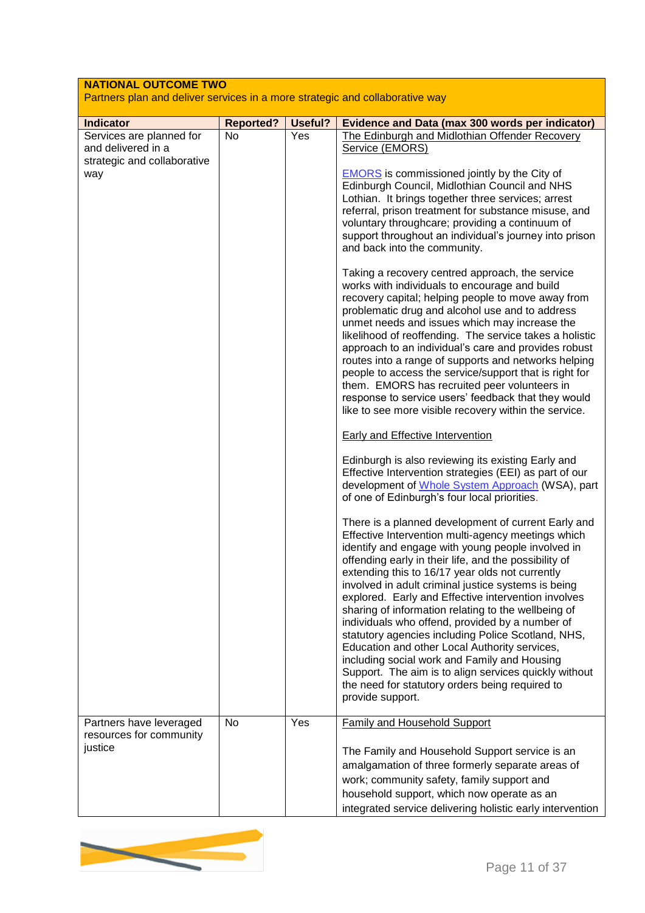| NATIONAL OUTCOME TWO<br>Partners plan and deliver services in a more strategic and collaborative way | | | |
|---|---|---|---|
| **Indicator** | **Reported?** | **Useful?** | **Evidence and Data (max 300 words per indicator)** |
| Services are planned for and delivered in a strategic and collaborative way | No | Yes | The Edinburgh and Midlothian Offender Recovery Service (EMORS)<br><br>EMORS is commissioned jointly by the City of Edinburgh Council, Midlothian Council and NHS Lothian. It brings together three services; arrest referral, prison treatment for substance misuse, and voluntary throughcare; providing a continuum of support throughout an individual's journey into prison and back into the community.<br><br>Taking a recovery centred approach, the service works with individuals to encourage and build recovery capital; helping people to move away from problematic drug and alcohol use and to address unmet needs and issues which may increase the likelihood of reoffending. The service takes a holistic approach to an individual's care and provides robust routes into a range of supports and networks helping people to access the service/support that is right for them. EMORS has recruited peer volunteers in response to service users' feedback that they would like to see more visible recovery within the service.<br><br>Early and Effective Intervention<br><br>Edinburgh is also reviewing its existing Early and Effective Intervention strategies (EEI) as part of our development of Whole System Approach (WSA), part of one of Edinburgh's four local priorities.<br><br>There is a planned development of current Early and Effective Intervention multi-agency meetings which identify and engage with young people involved in offending early in their life, and the possibility of extending this to 16/17 year olds not currently involved in adult criminal justice systems is being explored. Early and Effective intervention involves sharing of information relating to the wellbeing of individuals who offend, provided by a number of statutory agencies including Police Scotland, NHS, Education and other Local Authority services, including social work and Family and Housing Support. The aim is to align services quickly without the need for statutory orders being required to provide support. |
| Partners have leveraged resources for community justice | No | Yes | Family and Household Support<br><br>The Family and Household Support service is an amalgamation of three formerly separate areas of work; community safety, family support and household support, which now operate as an integrated service delivering holistic early intervention |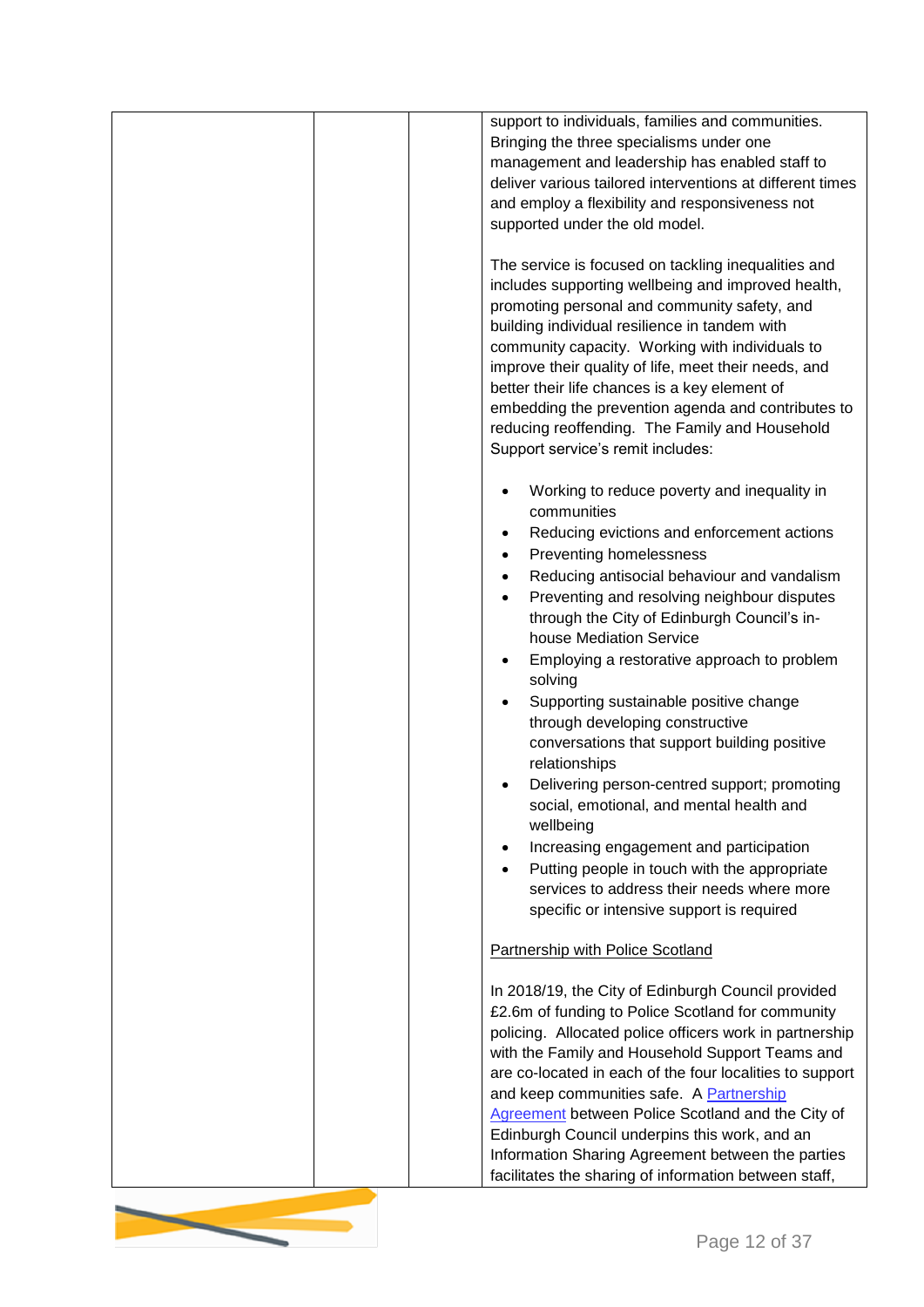| | | | |
|---|---|---|---|
| | | | support to individuals, families and communities. Bringing the three specialisms under one management and leadership has enabled staff to deliver various tailored interventions at different times and employ a flexibility and responsiveness not supported under the old model.<br><br>The service is focused on tackling inequalities and includes supporting wellbeing and improved health, promoting personal and community safety, and building individual resilience in tandem with community capacity. Working with individuals to improve their quality of life, meet their needs, and better their life chances is a key element of embedding the prevention agenda and contributes to reducing reoffending. The Family and Household Support service's remit includes:<br><br>• Working to reduce poverty and inequality in communities<br>• Reducing evictions and enforcement actions<br>• Preventing homelessness<br>• Reducing antisocial behaviour and vandalism<br>• Preventing and resolving neighbour disputes through the City of Edinburgh Council's in-house Mediation Service<br>• Employing a restorative approach to problem solving<br>• Supporting sustainable positive change through developing constructive conversations that support building positive relationships<br>• Delivering person-centred support; promoting social, emotional, and mental health and wellbeing<br>• Increasing engagement and participation<br>• Putting people in touch with the appropriate services to address their needs where more specific or intensive support is required<br><br>Partnership with Police Scotland<br><br>In 2018/19, the City of Edinburgh Council provided £2.6m of funding to Police Scotland for community policing. Allocated police officers work in partnership with the Family and Household Support Teams and are co-located in each of the four localities to support and keep communities safe. A Partnership Agreement between Police Scotland and the City of Edinburgh Council underpins this work, and an Information Sharing Agreement between the parties facilitates the sharing of information between staff, |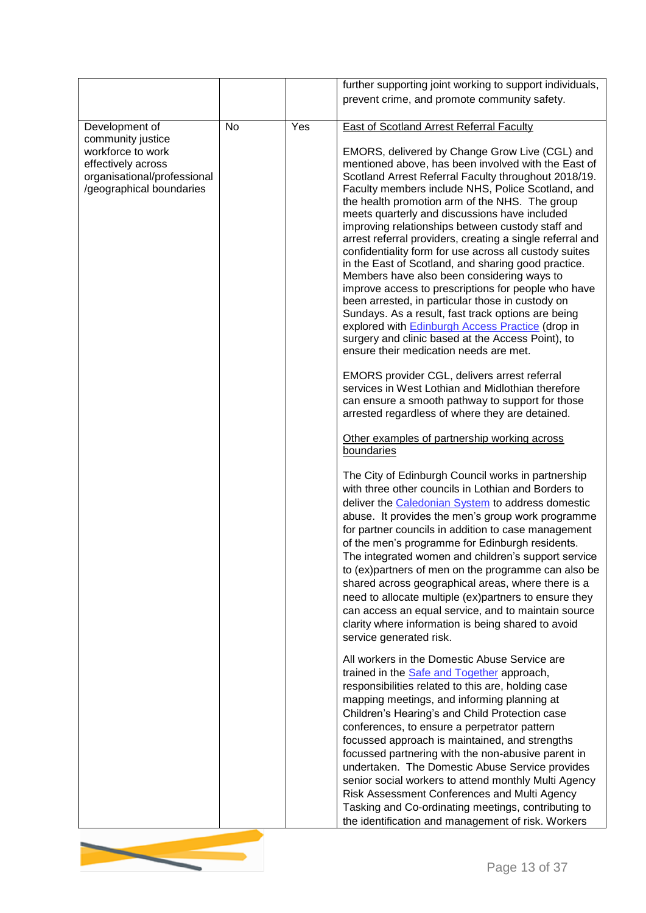| | | | |
|---|---|---|---|
| | | | further supporting joint working to support individuals, prevent crime, and promote community safety. |
| Development of community justice workforce to work effectively across organisational/professional /geographical boundaries | No | Yes | East of Scotland Arrest Referral Faculty<br><br>EMORS, delivered by Change Grow Live (CGL) and mentioned above, has been involved with the East of Scotland Arrest Referral Faculty throughout 2018/19. Faculty members include NHS, Police Scotland, and the health promotion arm of the NHS. The group meets quarterly and discussions have included improving relationships between custody staff and arrest referral providers, creating a single referral and confidentiality form for use across all custody suites in the East of Scotland, and sharing good practice. Members have also been considering ways to improve access to prescriptions for people who have been arrested, in particular those in custody on Sundays. As a result, fast track options are being explored with Edinburgh Access Practice (drop in surgery and clinic based at the Access Point), to ensure their medication needs are met.<br><br>EMORS provider CGL, delivers arrest referral services in West Lothian and Midlothian therefore can ensure a smooth pathway to support for those arrested regardless of where they are detained.<br><br>Other examples of partnership working across boundaries<br><br>The City of Edinburgh Council works in partnership with three other councils in Lothian and Borders to deliver the Caledonian System to address domestic abuse. It provides the men's group work programme for partner councils in addition to case management of the men's programme for Edinburgh residents. The integrated women and children's support service to (ex)partners of men on the programme can also be shared across geographical areas, where there is a need to allocate multiple (ex)partners to ensure they can access an equal service, and to maintain source clarity where information is being shared to avoid service generated risk.<br><br>All workers in the Domestic Abuse Service are trained in the Safe and Together approach, responsibilities related to this are, holding case mapping meetings, and informing planning at Children's Hearing's and Child Protection case conferences, to ensure a perpetrator pattern focussed approach is maintained, and strengths focussed partnering with the non-abusive parent in undertaken. The Domestic Abuse Service provides senior social workers to attend monthly Multi Agency Risk Assessment Conferences and Multi Agency Tasking and Co-ordinating meetings, contributing to the identification and management of risk. Workers |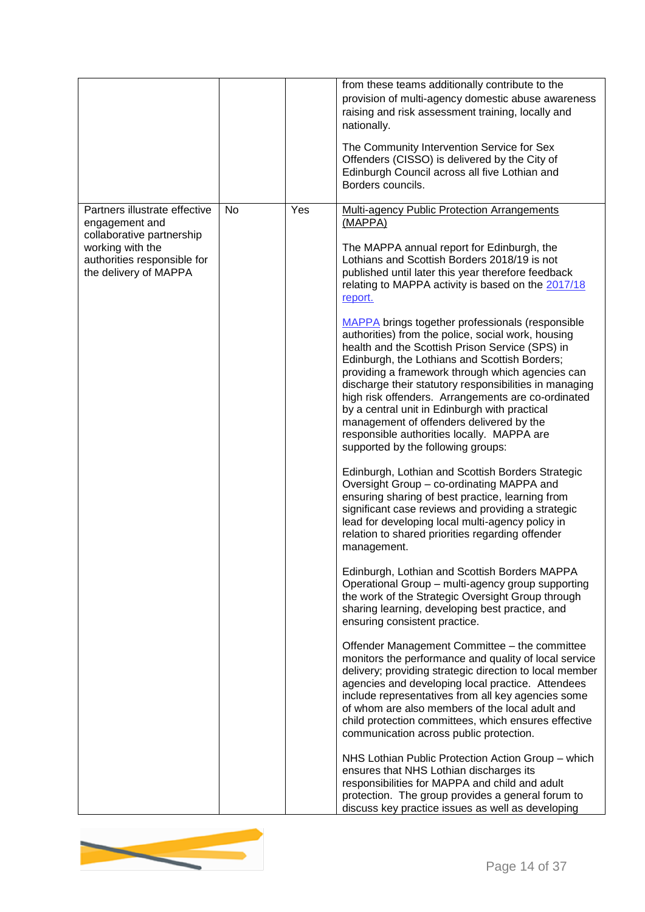| | | | |
|---|---|---|---|
| | | | from these teams additionally contribute to the provision of multi-agency domestic abuse awareness raising and risk assessment training, locally and nationally.<br><br>The Community Intervention Service for Sex Offenders (CISSO) is delivered by the City of Edinburgh Council across all five Lothian and Borders councils. |
| Partners illustrate effective engagement and collaborative partnership working with the authorities responsible for the delivery of MAPPA | No | Yes | Multi-agency Public Protection Arrangements (MAPPA)<br><br>The MAPPA annual report for Edinburgh, the Lothians and Scottish Borders 2018/19 is not published until later this year therefore feedback relating to MAPPA activity is based on the 2017/18 report.<br><br>MAPPA brings together professionals (responsible authorities) from the police, social work, housing health and the Scottish Prison Service (SPS) in Edinburgh, the Lothians and Scottish Borders; providing a framework through which agencies can discharge their statutory responsibilities in managing high risk offenders. Arrangements are co-ordinated by a central unit in Edinburgh with practical management of offenders delivered by the responsible authorities locally. MAPPA are supported by the following groups:<br><br>Edinburgh, Lothian and Scottish Borders Strategic Oversight Group – co-ordinating MAPPA and ensuring sharing of best practice, learning from significant case reviews and providing a strategic lead for developing local multi-agency policy in relation to shared priorities regarding offender management.<br><br>Edinburgh, Lothian and Scottish Borders MAPPA Operational Group – multi-agency group supporting the work of the Strategic Oversight Group through sharing learning, developing best practice, and ensuring consistent practice.<br><br>Offender Management Committee – the committee monitors the performance and quality of local service delivery; providing strategic direction to local member agencies and developing local practice. Attendees include representatives from all key agencies some of whom are also members of the local adult and child protection committees, which ensures effective communication across public protection.<br><br>NHS Lothian Public Protection Action Group – which ensures that NHS Lothian discharges its responsibilities for MAPPA and child and adult protection. The group provides a general forum to discuss key practice issues as well as developing |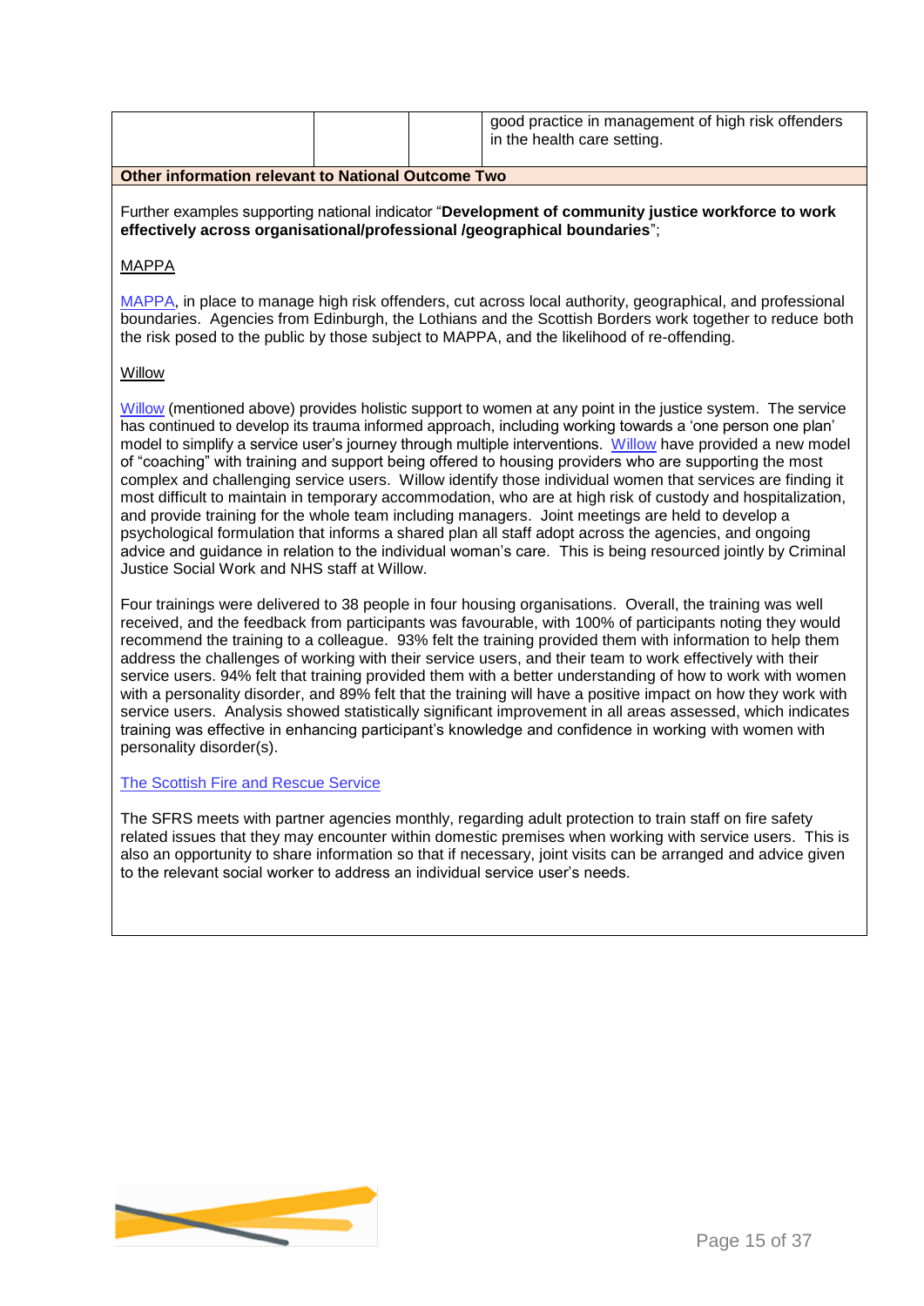| | | | |
|---|---|---|---|
| | | | good practice in management of high risk offenders in the health care setting. |

**Other information relevant to National Outcome Two**

Further examples supporting national indicator "**Development of community justice workforce to work effectively across organisational/professional /geographical boundaries**";

MAPPA

MAPPA, in place to manage high risk offenders, cut across local authority, geographical, and professional boundaries. Agencies from Edinburgh, the Lothians and the Scottish Borders work together to reduce both the risk posed to the public by those subject to MAPPA, and the likelihood of re-offending.

Willow

Willow (mentioned above) provides holistic support to women at any point in the justice system. The service has continued to develop its trauma informed approach, including working towards a 'one person one plan' model to simplify a service user's journey through multiple interventions. Willow have provided a new model of "coaching" with training and support being offered to housing providers who are supporting the most complex and challenging service users. Willow identify those individual women that services are finding it most difficult to maintain in temporary accommodation, who are at high risk of custody and hospitalization, and provide training for the whole team including managers. Joint meetings are held to develop a psychological formulation that informs a shared plan all staff adopt across the agencies, and ongoing advice and guidance in relation to the individual woman's care. This is being resourced jointly by Criminal Justice Social Work and NHS staff at Willow.

Four trainings were delivered to 38 people in four housing organisations. Overall, the training was well received, and the feedback from participants was favourable, with 100% of participants noting they would recommend the training to a colleague. 93% felt the training provided them with information to help them address the challenges of working with their service users, and their team to work effectively with their service users. 94% felt that training provided them with a better understanding of how to work with women with a personality disorder, and 89% felt that the training will have a positive impact on how they work with service users. Analysis showed statistically significant improvement in all areas assessed, which indicates training was effective in enhancing participant's knowledge and confidence in working with women with personality disorder(s).

The Scottish Fire and Rescue Service

The SFRS meets with partner agencies monthly, regarding adult protection to train staff on fire safety related issues that they may encounter within domestic premises when working with service users. This is also an opportunity to share information so that if necessary, joint visits can be arranged and advice given to the relevant social worker to address an individual service user's needs.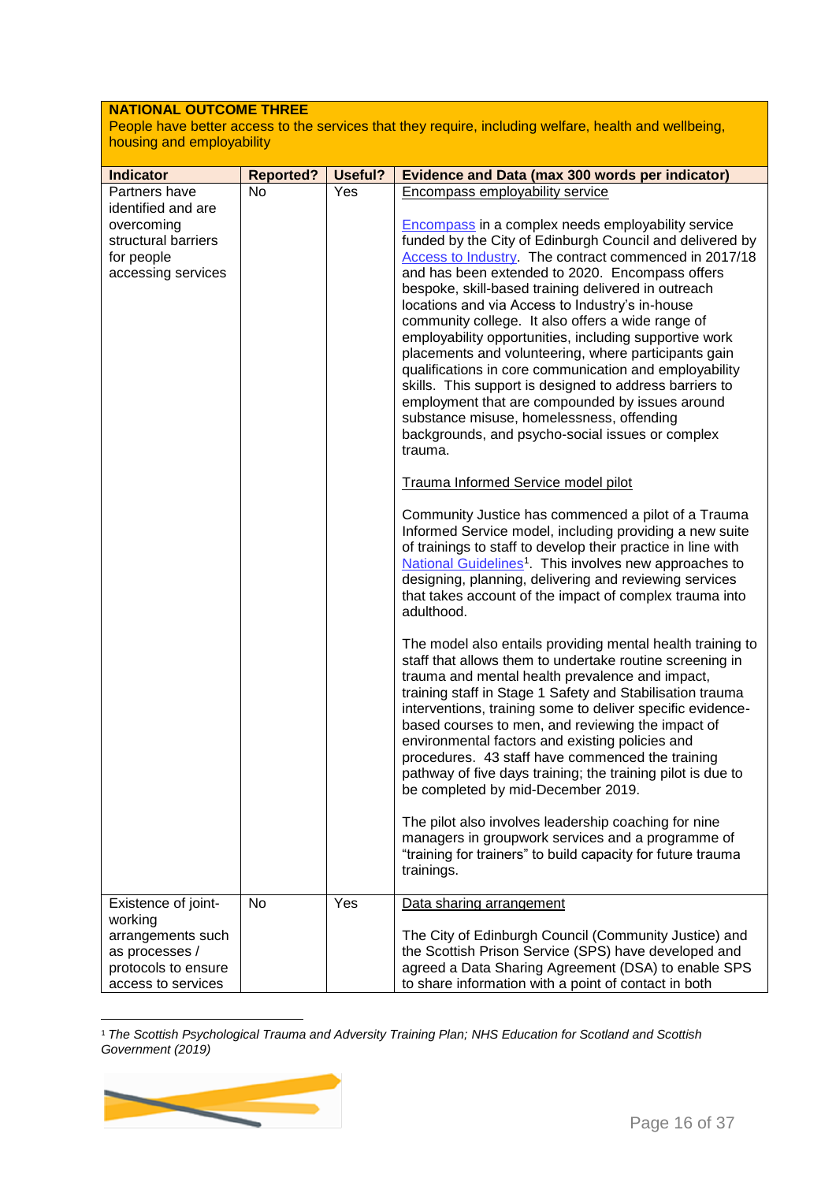| NATIONAL OUTCOME THREE<br>People have better access to the services that they require, including welfare, health and wellbeing, housing and employability | | | |
|---|---|---|---|
| **Indicator** | **Reported?** | **Useful?** | **Evidence and Data (max 300 words per indicator)** |
| Partners have identified and are overcoming structural barriers for people accessing services | No | Yes | Encompass employability service<br><br>Encompass in a complex needs employability service funded by the City of Edinburgh Council and delivered by Access to Industry. The contract commenced in 2017/18 and has been extended to 2020. Encompass offers bespoke, skill-based training delivered in outreach locations and via Access to Industry's in-house community college. It also offers a wide range of employability opportunities, including supportive work placements and volunteering, where participants gain qualifications in core communication and employability skills. This support is designed to address barriers to employment that are compounded by issues around substance misuse, homelessness, offending backgrounds, and psycho-social issues or complex trauma.<br><br>Trauma Informed Service model pilot<br><br>Community Justice has commenced a pilot of a Trauma Informed Service model, including providing a new suite of trainings to staff to develop their practice in line with National Guidelines[1]. This involves new approaches to designing, planning, delivering and reviewing services that takes account of the impact of complex trauma into adulthood.<br><br>The model also entails providing mental health training to staff that allows them to undertake routine screening in trauma and mental health prevalence and impact, training staff in Stage 1 Safety and Stabilisation trauma interventions, training some to deliver specific evidence-based courses to men, and reviewing the impact of environmental factors and existing policies and procedures. 43 staff have commenced the training pathway of five days training; the training pilot is due to be completed by mid-December 2019.<br><br>The pilot also involves leadership coaching for nine managers in groupwork services and a programme of "training for trainers" to build capacity for future trauma trainings. |
| Existence of joint-working arrangements such as processes / protocols to ensure access to services | No | Yes | Data sharing arrangement<br><br>The City of Edinburgh Council (Community Justice) and the Scottish Prison Service (SPS) have developed and agreed a Data Sharing Agreement (DSA) to enable SPS to share information with a point of contact in both |

[1] *The Scottish Psychological Trauma and Adversity Training Plan; NHS Education for Scotland and Scottish Government (2019)*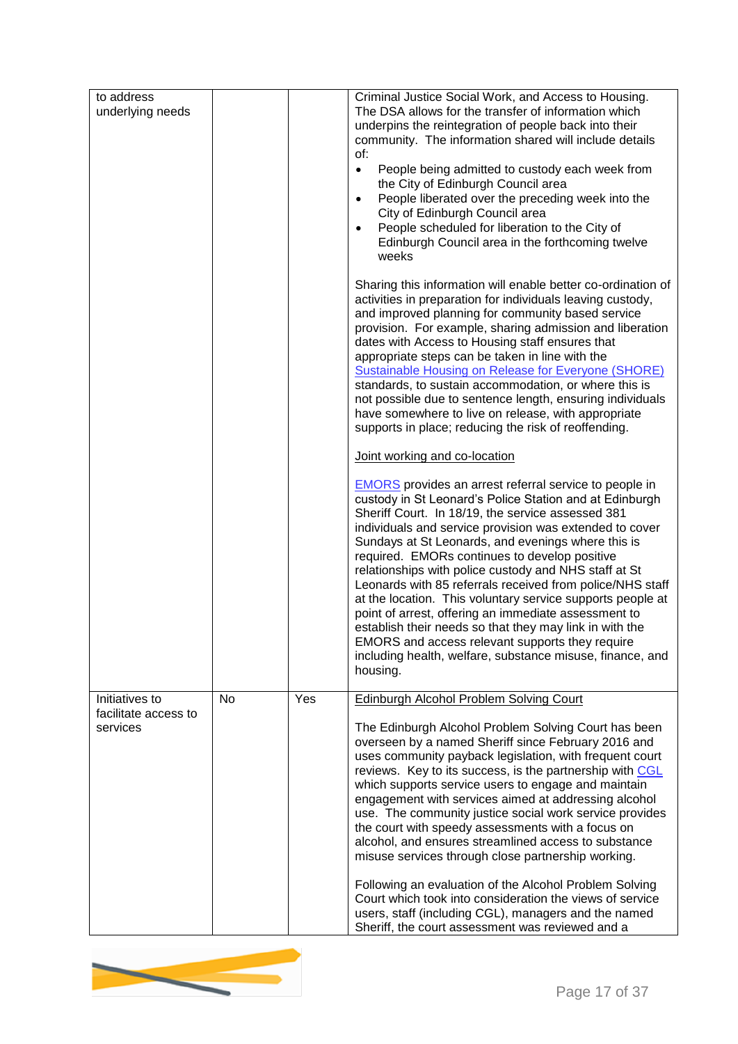| | | | |
|---|---|---|---|
| to address underlying needs | | | Criminal Justice Social Work, and Access to Housing. The DSA allows for the transfer of information which underpins the reintegration of people back into their community. The information shared will include details of:<br>• People being admitted to custody each week from the City of Edinburgh Council area<br>• People liberated over the preceding week into the City of Edinburgh Council area<br>• People scheduled for liberation to the City of Edinburgh Council area in the forthcoming twelve weeks<br><br>Sharing this information will enable better co-ordination of activities in preparation for individuals leaving custody, and improved planning for community based service provision. For example, sharing admission and liberation dates with Access to Housing staff ensures that appropriate steps can be taken in line with the Sustainable Housing on Release for Everyone (SHORE) standards, to sustain accommodation, or where this is not possible due to sentence length, ensuring individuals have somewhere to live on release, with appropriate supports in place; reducing the risk of reoffending.<br><br>Joint working and co-location<br><br>EMORS provides an arrest referral service to people in custody in St Leonard's Police Station and at Edinburgh Sheriff Court. In 18/19, the service assessed 381 individuals and service provision was extended to cover Sundays at St Leonards, and evenings where this is required. EMORs continues to develop positive relationships with police custody and NHS staff at St Leonards with 85 referrals received from police/NHS staff at the location. This voluntary service supports people at point of arrest, offering an immediate assessment to establish their needs so that they may link in with the EMORS and access relevant supports they require including health, welfare, substance misuse, finance, and housing. |
| Initiatives to facilitate access to services | No | Yes | Edinburgh Alcohol Problem Solving Court<br><br>The Edinburgh Alcohol Problem Solving Court has been overseen by a named Sheriff since February 2016 and uses community payback legislation, with frequent court reviews. Key to its success, is the partnership with CGL which supports service users to engage and maintain engagement with services aimed at addressing alcohol use. The community justice social work service provides the court with speedy assessments with a focus on alcohol, and ensures streamlined access to substance misuse services through close partnership working.<br><br>Following an evaluation of the Alcohol Problem Solving Court which took into consideration the views of service users, staff (including CGL), managers and the named Sheriff, the court assessment was reviewed and a |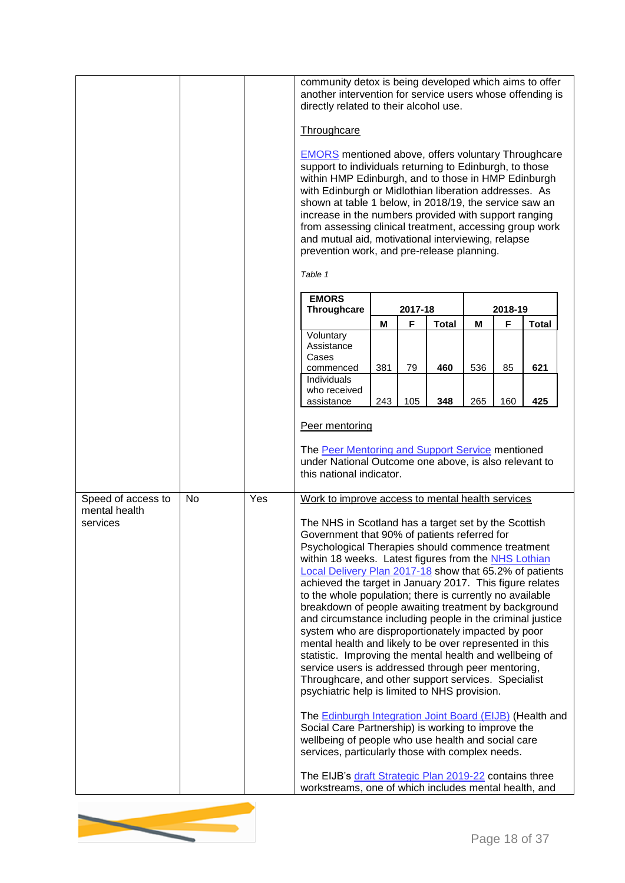| | | | |
|---|---|---|---|
| | | | community detox is being developed which aims to offer another intervention for service users whose offending is directly related to their alcohol use.<br><br>Throughcare<br><br>EMORS mentioned above, offers voluntary Throughcare support to individuals returning to Edinburgh, to those within HMP Edinburgh, and to those in HMP Edinburgh with Edinburgh or Midlothian liberation addresses. As shown at table 1 below, in 2018/19, the service saw an increase in the numbers provided with support ranging from assessing clinical treatment, accessing group work and mutual aid, motivational interviewing, relapse prevention work, and pre-release planning.<br><br>*Table 1* |
| Speed of access to mental health services | No | Yes | Work to improve access to mental health services<br><br>The NHS in Scotland has a target set by the Scottish Government that 90% of patients referred for Psychological Therapies should commence treatment within 18 weeks. Latest figures from the NHS Lothian Local Delivery Plan 2017-18 show that 65.2% of patients achieved the target in January 2017. This figure relates to the whole population; there is currently no available breakdown of people awaiting treatment by background and circumstance including people in the criminal justice system who are disproportionately impacted by poor mental health and likely to be over represented in this statistic. Improving the mental health and wellbeing of service users is addressed through peer mentoring, Throughcare, and other support services. Specialist psychiatric help is limited to NHS provision.<br><br>The Edinburgh Integration Joint Board (EIJB) (Health and Social Care Partnership) is working to improve the wellbeing of people who use health and social care services, particularly those with complex needs.<br><br>The EIJB's draft Strategic Plan 2019-22 contains three workstreams, one of which includes mental health, and |

*Table 1*

| EMORS Throughcare | 2017-18 | | | 2018-19 | | |
|---|---|---|---|---|---|---|
| | M | F | Total | M | F | Total |
| Voluntary Assistance Cases commenced | 381 | 79 | **460** | 536 | 85 | **621** |
| Individuals who received assistance | 243 | 105 | **348** | 265 | 160 | **425** |

Peer mentoring

The Peer Mentoring and Support Service mentioned under National Outcome one above, is also relevant to this national indicator.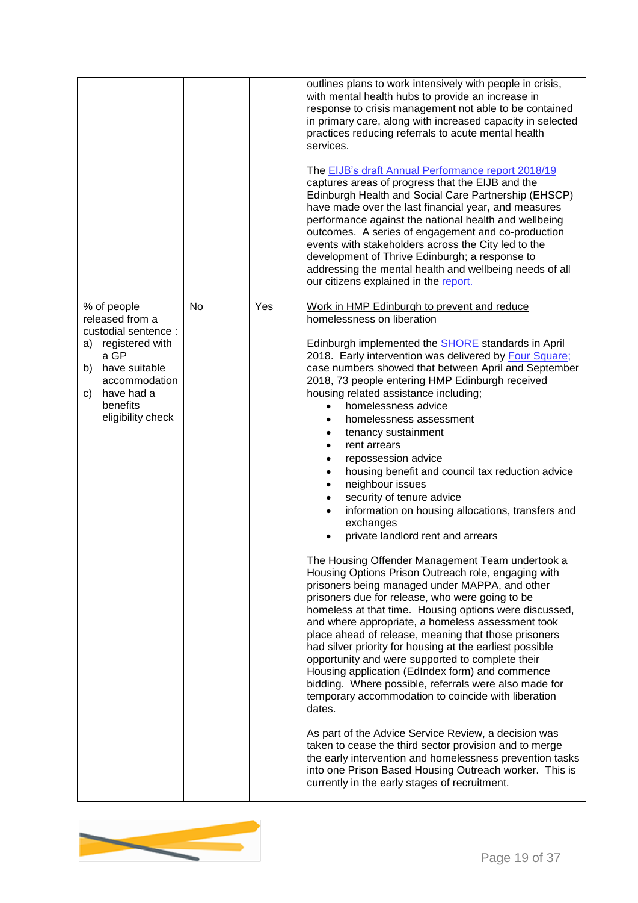| | | | |
|---|---|---|---|
| | | | outlines plans to work intensively with people in crisis, with mental health hubs to provide an increase in response to crisis management not able to be contained in primary care, along with increased capacity in selected practices reducing referrals to acute mental health services.<br><br>The EIJB's draft Annual Performance report 2018/19 captures areas of progress that the EIJB and the Edinburgh Health and Social Care Partnership (EHSCP) have made over the last financial year, and measures performance against the national health and wellbeing outcomes. A series of engagement and co-production events with stakeholders across the City led to the development of Thrive Edinburgh; a response to addressing the mental health and wellbeing needs of all our citizens explained in the report. |
| % of people released from a custodial sentence :<br>a) registered with a GP<br>b) have suitable accommodation<br>c) have had a benefits eligibility check | No | Yes | Work in HMP Edinburgh to prevent and reduce homelessness on liberation<br><br>Edinburgh implemented the SHORE standards in April 2018. Early intervention was delivered by Four Square; case numbers showed that between April and September 2018, 73 people entering HMP Edinburgh received housing related assistance including;<br>• homelessness advice<br>• homelessness assessment<br>• tenancy sustainment<br>• rent arrears<br>• repossession advice<br>• housing benefit and council tax reduction advice<br>• neighbour issues<br>• security of tenure advice<br>• information on housing allocations, transfers and exchanges<br>• private landlord rent and arrears<br><br>The Housing Offender Management Team undertook a Housing Options Prison Outreach role, engaging with prisoners being managed under MAPPA, and other prisoners due for release, who were going to be homeless at that time. Housing options were discussed, and where appropriate, a homeless assessment took place ahead of release, meaning that those prisoners had silver priority for housing at the earliest possible opportunity and were supported to complete their Housing application (EdIndex form) and commence bidding. Where possible, referrals were also made for temporary accommodation to coincide with liberation dates.<br><br>As part of the Advice Service Review, a decision was taken to cease the third sector provision and to merge the early intervention and homelessness prevention tasks into one Prison Based Housing Outreach worker. This is currently in the early stages of recruitment. |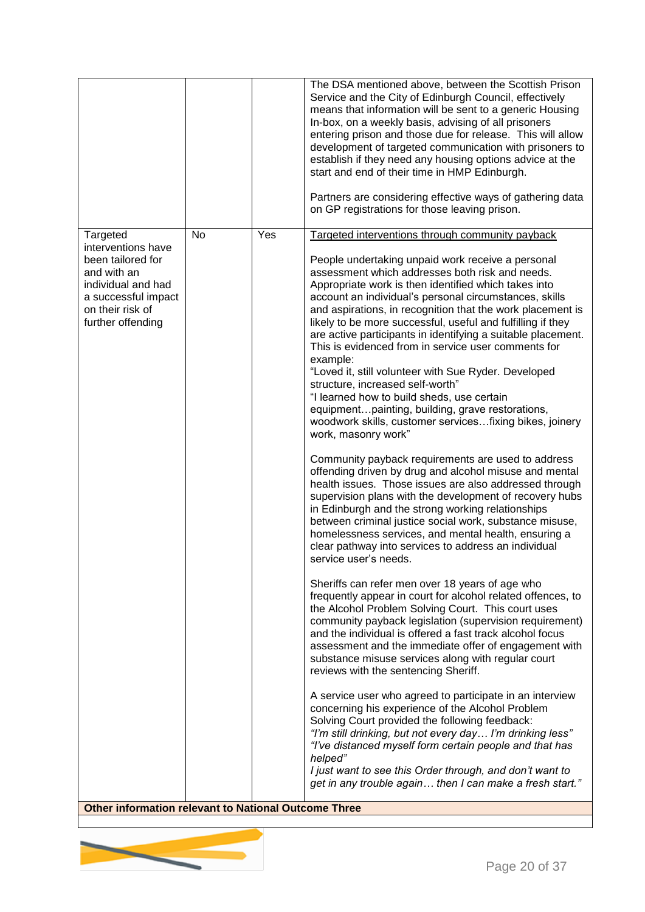| | | | |
|---|---|---|---|
| | | | The DSA mentioned above, between the Scottish Prison Service and the City of Edinburgh Council, effectively means that information will be sent to a generic Housing In-box, on a weekly basis, advising of all prisoners entering prison and those due for release. This will allow development of targeted communication with prisoners to establish if they need any housing options advice at the start and end of their time in HMP Edinburgh.<br><br>Partners are considering effective ways of gathering data on GP registrations for those leaving prison. |
| Targeted interventions have been tailored for and with an individual and had a successful impact on their risk of further offending | No | Yes | Targeted interventions through community payback<br><br>People undertaking unpaid work receive a personal assessment which addresses both risk and needs. Appropriate work is then identified which takes into account an individual's personal circumstances, skills and aspirations, in recognition that the work placement is likely to be more successful, useful and fulfilling if they are active participants in identifying a suitable placement. This is evidenced from in service user comments for example:<br>"Loved it, still volunteer with Sue Ryder. Developed structure, increased self-worth"<br>"I learned how to build sheds, use certain equipment…painting, building, grave restorations, woodwork skills, customer services…fixing bikes, joinery work, masonry work"<br><br>Community payback requirements are used to address offending driven by drug and alcohol misuse and mental health issues. Those issues are also addressed through supervision plans with the development of recovery hubs in Edinburgh and the strong working relationships between criminal justice social work, substance misuse, homelessness services, and mental health, ensuring a clear pathway into services to address an individual service user's needs.<br><br>Sheriffs can refer men over 18 years of age who frequently appear in court for alcohol related offences, to the Alcohol Problem Solving Court. This court uses community payback legislation (supervision requirement) and the individual is offered a fast track alcohol focus assessment and the immediate offer of engagement with substance misuse services along with regular court reviews with the sentencing Sheriff.<br><br>A service user who agreed to participate in an interview concerning his experience of the Alcohol Problem Solving Court provided the following feedback:<br>*"I'm still drinking, but not every day… I'm drinking less"*<br>*"I've distanced myself form certain people and that has helped"*<br>*I just want to see this Order through, and don't want to get in any trouble again… then I can make a fresh start."* |
| **Other information relevant to National Outcome Three** | | | |
| | | | |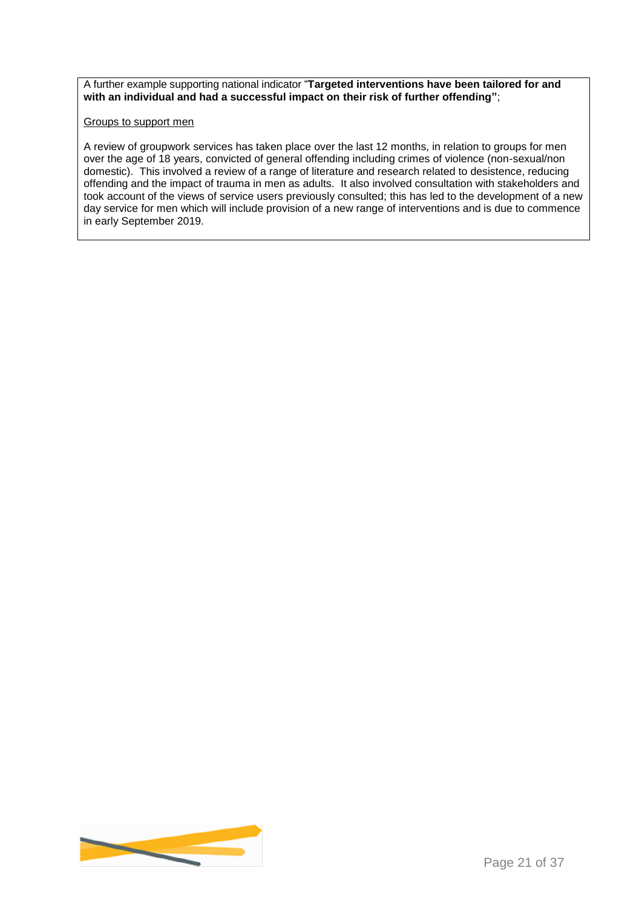A further example supporting national indicator "**Targeted interventions have been tailored for and with an individual and had a successful impact on their risk of further offending"**;

<u>Groups to support men</u>

A review of groupwork services has taken place over the last 12 months, in relation to groups for men over the age of 18 years, convicted of general offending including crimes of violence (non-sexual/non domestic). This involved a review of a range of literature and research related to desistence, reducing offending and the impact of trauma in men as adults. It also involved consultation with stakeholders and took account of the views of service users previously consulted; this has led to the development of a new day service for men which will include provision of a new range of interventions and is due to commence in early September 2019.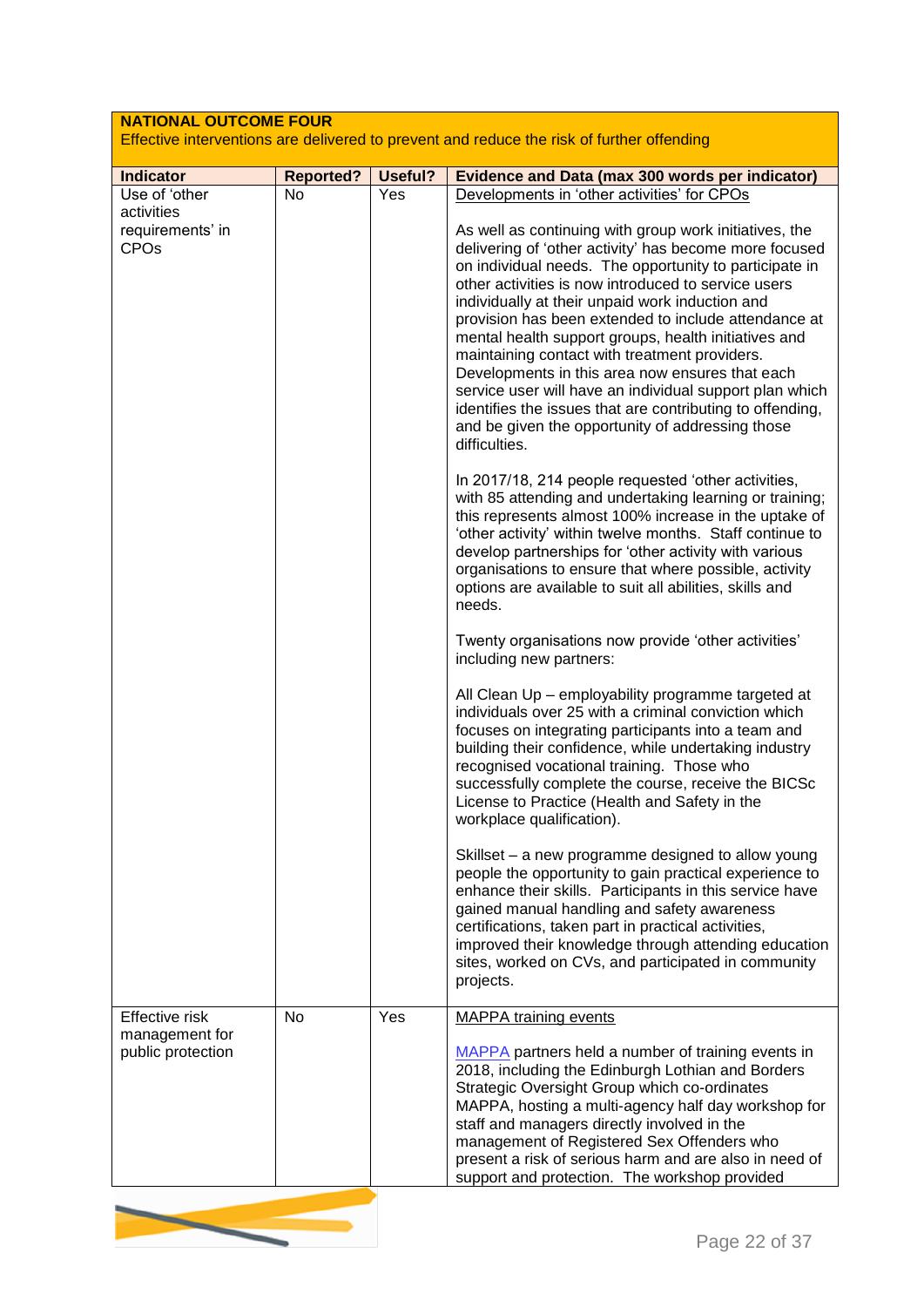**NATIONAL OUTCOME FOUR**
Effective interventions are delivered to prevent and reduce the risk of further offending

| Indicator | Reported? | Useful? | Evidence and Data (max 300 words per indicator) |
|---|---|---|---|
| Use of 'other activities requirements' in CPOs | No | Yes | Developments in 'other activities' for CPOs<br><br>As well as continuing with group work initiatives, the delivering of 'other activity' has become more focused on individual needs. The opportunity to participate in other activities is now introduced to service users individually at their unpaid work induction and provision has been extended to include attendance at mental health support groups, health initiatives and maintaining contact with treatment providers. Developments in this area now ensures that each service user will have an individual support plan which identifies the issues that are contributing to offending, and be given the opportunity of addressing those difficulties.<br><br>In 2017/18, 214 people requested 'other activities, with 85 attending and undertaking learning or training; this represents almost 100% increase in the uptake of 'other activity' within twelve months. Staff continue to develop partnerships for 'other activity with various organisations to ensure that where possible, activity options are available to suit all abilities, skills and needs.<br><br>Twenty organisations now provide 'other activities' including new partners:<br><br>All Clean Up – employability programme targeted at individuals over 25 with a criminal conviction which focuses on integrating participants into a team and building their confidence, while undertaking industry recognised vocational training. Those who successfully complete the course, receive the BICSc License to Practice (Health and Safety in the workplace qualification).<br><br>Skillset – a new programme designed to allow young people the opportunity to gain practical experience to enhance their skills. Participants in this service have gained manual handling and safety awareness certifications, taken part in practical activities, improved their knowledge through attending education sites, worked on CVs, and participated in community projects. |
| Effective risk management for public protection | No | Yes | MAPPA training events<br><br>MAPPA partners held a number of training events in 2018, including the Edinburgh Lothian and Borders Strategic Oversight Group which co-ordinates MAPPA, hosting a multi-agency half day workshop for staff and managers directly involved in the management of Registered Sex Offenders who present a risk of serious harm and are also in need of support and protection. The workshop provided |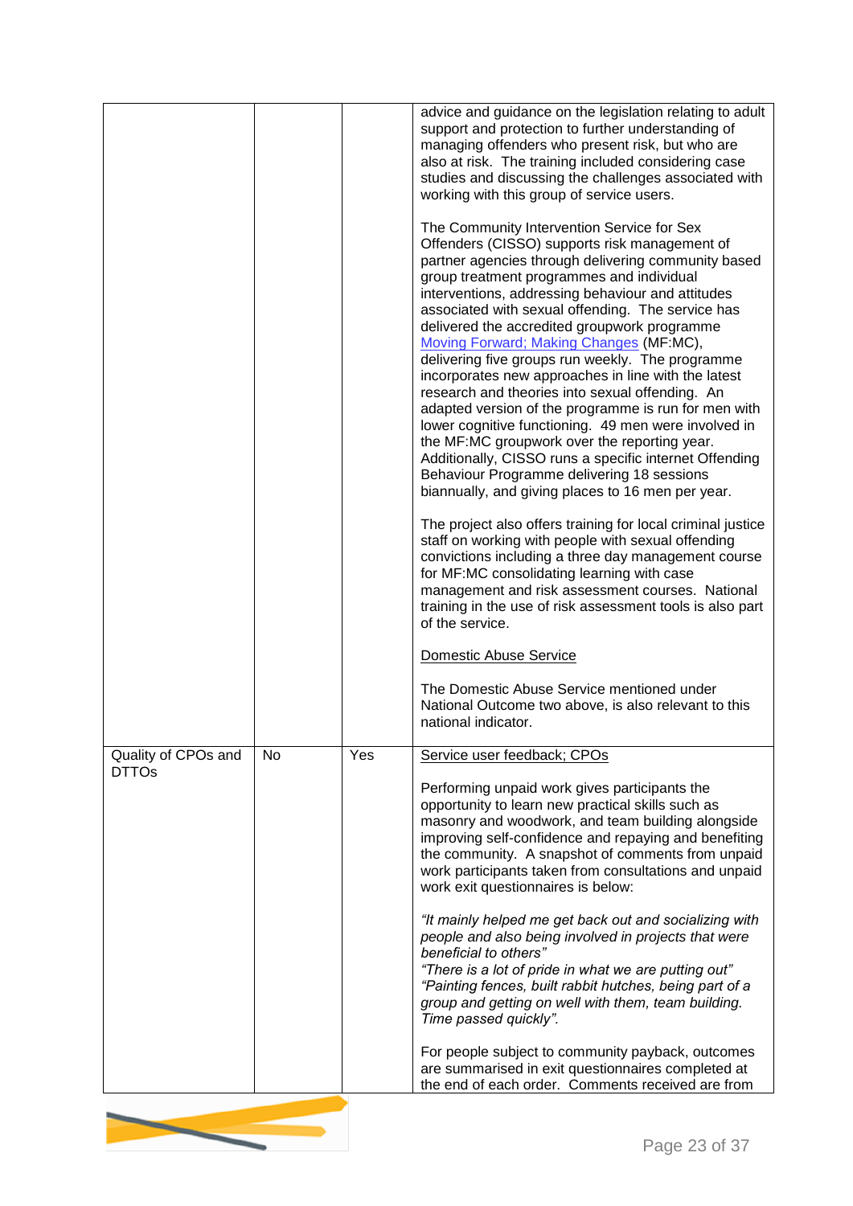| | | | |
|---|---|---|---|
| | | | advice and guidance on the legislation relating to adult support and protection to further understanding of managing offenders who present risk, but who are also at risk. The training included considering case studies and discussing the challenges associated with working with this group of service users.<br><br>The Community Intervention Service for Sex Offenders (CISSO) supports risk management of partner agencies through delivering community based group treatment programmes and individual interventions, addressing behaviour and attitudes associated with sexual offending. The service has delivered the accredited groupwork programme Moving Forward; Making Changes (MF:MC), delivering five groups run weekly. The programme incorporates new approaches in line with the latest research and theories into sexual offending. An adapted version of the programme is run for men with lower cognitive functioning. 49 men were involved in the MF:MC groupwork over the reporting year. Additionally, CISSO runs a specific internet Offending Behaviour Programme delivering 18 sessions biannually, and giving places to 16 men per year.<br><br>The project also offers training for local criminal justice staff on working with people with sexual offending convictions including a three day management course for MF:MC consolidating learning with case management and risk assessment courses. National training in the use of risk assessment tools is also part of the service.<br><br>Domestic Abuse Service<br><br>The Domestic Abuse Service mentioned under National Outcome two above, is also relevant to this national indicator. |
| Quality of CPOs and DTTOs | No | Yes | Service user feedback; CPOs<br><br>Performing unpaid work gives participants the opportunity to learn new practical skills such as masonry and woodwork, and team building alongside improving self-confidence and repaying and benefiting the community. A snapshot of comments from unpaid work participants taken from consultations and unpaid work exit questionnaires is below:<br><br>*"It mainly helped me get back out and socializing with people and also being involved in projects that were beneficial to others"*<br>*"There is a lot of pride in what we are putting out"*<br>*"Painting fences, built rabbit hutches, being part of a group and getting on well with them, team building. Time passed quickly".*<br><br>For people subject to community payback, outcomes are summarised in exit questionnaires completed at the end of each order. Comments received are from |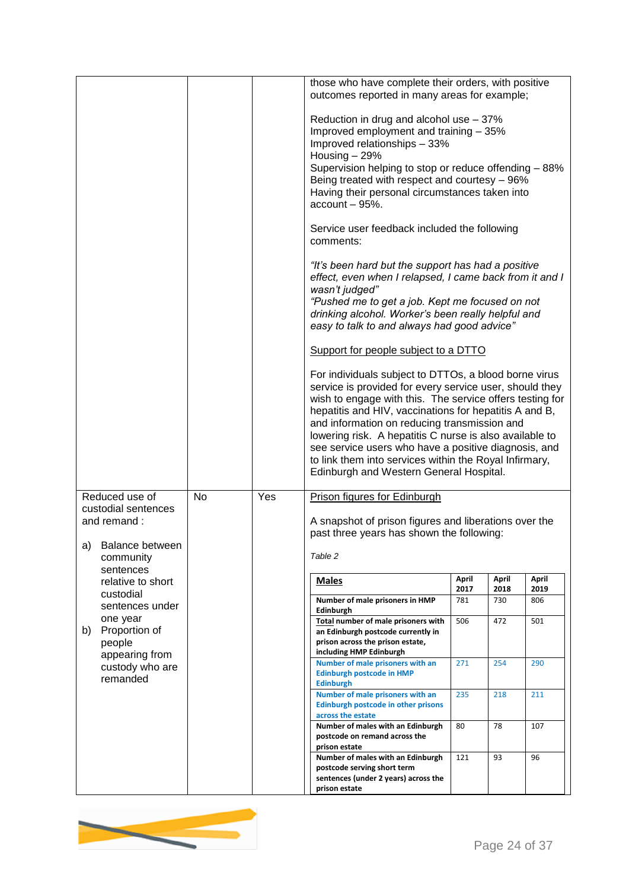| | | | |
|---|---|---|---|
| | | | those who have complete their orders, with positive outcomes reported in many areas for example;<br><br>Reduction in drug and alcohol use – 37%<br>Improved employment and training – 35%<br>Improved relationships – 33%<br>Housing – 29%<br>Supervision helping to stop or reduce offending – 88%<br>Being treated with respect and courtesy – 96%<br>Having their personal circumstances taken into account – 95%.<br><br>Service user feedback included the following comments:<br><br>*"It's been hard but the support has had a positive effect, even when I relapsed, I came back from it and I wasn't judged"*<br>*"Pushed me to get a job. Kept me focused on not drinking alcohol. Worker's been really helpful and easy to talk to and always had good advice"*<br><br>Support for people subject to a DTTO<br><br>For individuals subject to DTTOs, a blood borne virus service is provided for every service user, should they wish to engage with this. The service offers testing for hepatitis and HIV, vaccinations for hepatitis A and B, and information on reducing transmission and lowering risk. A hepatitis C nurse is also available to see service users who have a positive diagnosis, and to link them into services within the Royal Infirmary, Edinburgh and Western General Hospital. |
| Reduced use of custodial sentences and remand :<br><br>a) Balance between community sentences relative to short custodial sentences under one year<br>b) Proportion of people appearing from custody who are remanded | No | Yes | Prison figures for Edinburgh<br><br>A snapshot of prison figures and liberations over the past three years has shown the following:<br><br>*Table 2* |

| **Males** | **April 2017** | **April 2018** | **April 2019** |
|---|---|---|---|
| **Number of male prisoners in HMP Edinburgh** | 781 | 730 | 806 |
| **Total number of male prisoners with an Edinburgh postcode currently in prison across the prison estate, including HMP Edinburgh** | 506 | 472 | 501 |
| **Number of male prisoners with an Edinburgh postcode in HMP Edinburgh** | 271 | 254 | 290 |
| **Number of male prisoners with an Edinburgh postcode in other prisons across the estate** | 235 | 218 | 211 |
| **Number of males with an Edinburgh postcode on remand across the prison estate** | 80 | 78 | 107 |
| **Number of males with an Edinburgh postcode serving short term sentences (under 2 years) across the prison estate** | 121 | 93 | 96 |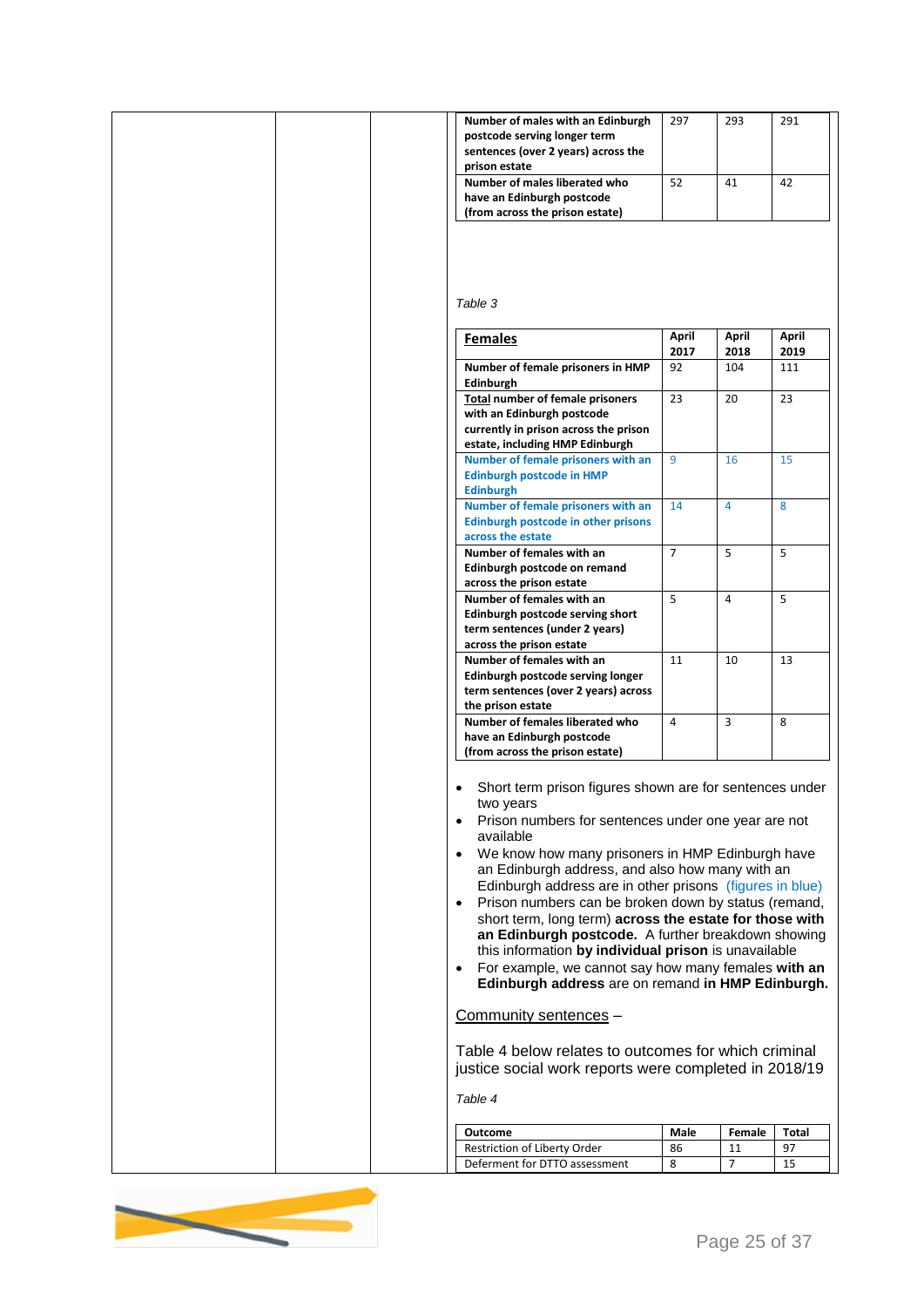| | | | |
|---|---|---|---|
| Number of males with an Edinburgh postcode serving longer term sentences (over 2 years) across the prison estate | 297 | 293 | 291 |
| Number of males liberated who have an Edinburgh postcode (from across the prison estate) | 52 | 41 | 42 |

*Table 3*

| **Females** | **April 2017** | **April 2018** | **April 2019** |
|---|---|---|---|
| Number of female prisoners in HMP Edinburgh | 92 | 104 | 111 |
| **Total** number of female prisoners with an Edinburgh postcode currently in prison across the prison estate, including HMP Edinburgh | 23 | 20 | 23 |
| Number of female prisoners with an Edinburgh postcode in HMP Edinburgh | 9 | 16 | 15 |
| Number of female prisoners with an Edinburgh postcode in other prisons across the estate | 14 | 4 | 8 |
| Number of females with an Edinburgh postcode on remand across the prison estate | 7 | 5 | 5 |
| Number of females with an Edinburgh postcode serving short term sentences (under 2 years) across the prison estate | 5 | 4 | 5 |
| Number of females with an Edinburgh postcode serving longer term sentences (over 2 years) across the prison estate | 11 | 10 | 13 |
| Number of females liberated who have an Edinburgh postcode (from across the prison estate) | 4 | 3 | 8 |

- Short term prison figures shown are for sentences under two years
- Prison numbers for sentences under one year are not available
- We know how many prisoners in HMP Edinburgh have an Edinburgh address, and also how many with an Edinburgh address are in other prisons (figures in blue)
- Prison numbers can be broken down by status (remand, short term, long term) **across the estate for those with an Edinburgh postcode.** A further breakdown showing this information **by individual prison** is unavailable
- For example, we cannot say how many females **with an Edinburgh address** are on remand **in HMP Edinburgh.**

Community sentences –

Table 4 below relates to outcomes for which criminal justice social work reports were completed in 2018/19

*Table 4*

| **Outcome** | **Male** | **Female** | **Total** |
|---|---|---|---|
| Restriction of Liberty Order | 86 | 11 | 97 |
| Deferment for DTTO assessment | 8 | 7 | 15 |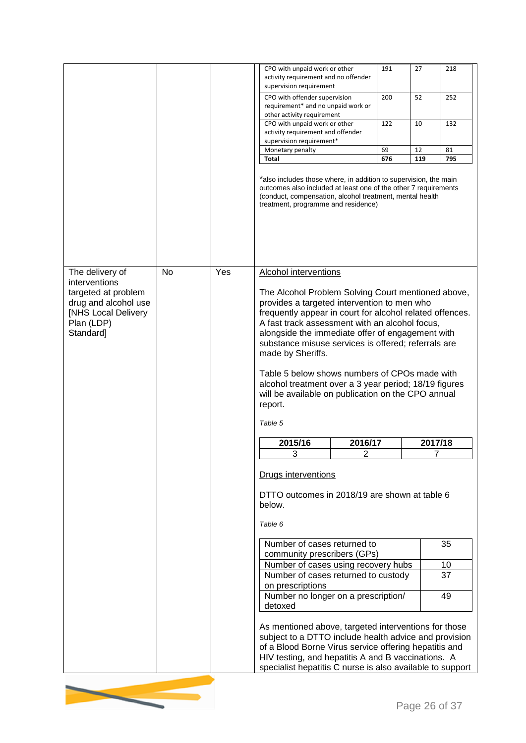| | | | |
|---|---|---|---|
| | | | CPO with unpaid work or other activity requirement and no offender supervision requirement | 191 | 27 | 218 |

Let me restructure properly.

| | | | |
|---|---|---|---|
| | | | CPO with unpaid work or other activity requirement and no offender supervision requirement: 191 / 27 / 218<br>CPO with offender supervision requirement* and no unpaid work or other activity requirement: 200 / 52 / 252<br>CPO with unpaid work or other activity requirement and offender supervision requirement*: 122 / 10 / 132<br>Monetary penalty: 69 / 12 / 81<br>**Total**: **676** / **119** / **795**<br><br>*also includes those where, in addition to supervision, the main outcomes also included at least one of the other 7 requirements (conduct, compensation, alcohol treatment, mental health treatment, programme and residence) |
| The delivery of interventions targeted at problem drug and alcohol use [NHS Local Delivery Plan (LDP) Standard] | No | Yes | Alcohol interventions<br><br>The Alcohol Problem Solving Court mentioned above, provides a targeted intervention to men who frequently appear in court for alcohol related offences. A fast track assessment with an alcohol focus, alongside the immediate offer of engagement with substance misuse services is offered; referrals are made by Sheriffs.<br><br>Table 5 below shows numbers of CPOs made with alcohol treatment over a 3 year period; 18/19 figures will be available on publication on the CPO annual report.<br><br>*Table 5*<br><br>2015/16: 3; 2016/17: 2; 2017/18: 7<br><br>Drugs interventions<br><br>DTTO outcomes in 2018/19 are shown at table 6 below.<br><br>*Table 6*<br><br>Number of cases returned to community prescribers (GPs): 35<br>Number of cases using recovery hubs: 10<br>Number of cases returned to custody on prescriptions: 37<br>Number no longer on a prescription/ detoxed: 49<br><br>As mentioned above, targeted interventions for those subject to a DTTO include health advice and provision of a Blood Borne Virus service offering hepatitis and HIV testing, and hepatitis A and B vaccinations. A specialist hepatitis C nurse is also available to support |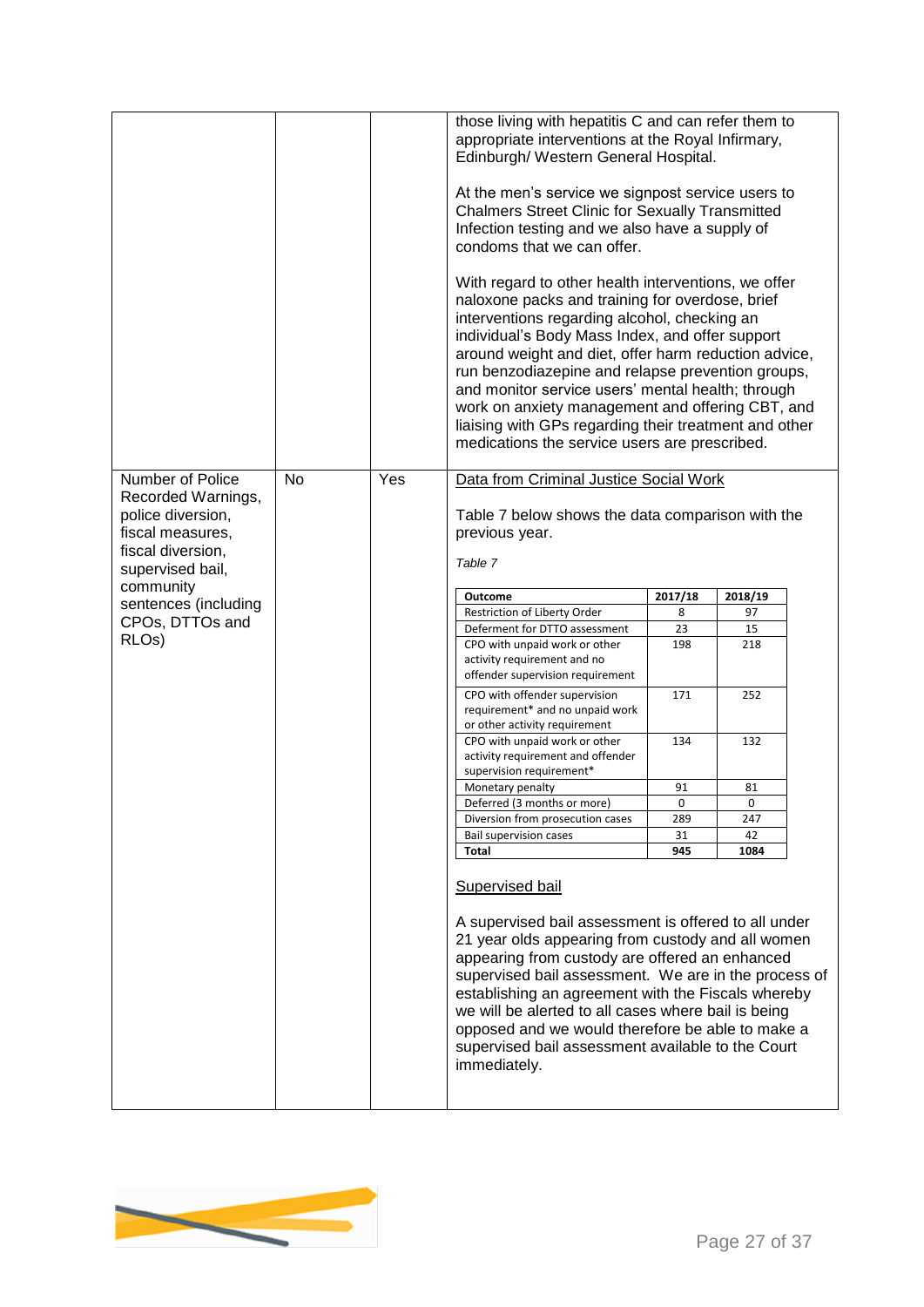| | | | |
|---|---|---|---|
| | | | those living with hepatitis C and can refer them to appropriate interventions at the Royal Infirmary, Edinburgh/ Western General Hospital.<br><br>At the men's service we signpost service users to Chalmers Street Clinic for Sexually Transmitted Infection testing and we also have a supply of condoms that we can offer.<br><br>With regard to other health interventions, we offer naloxone packs and training for overdose, brief interventions regarding alcohol, checking an individual's Body Mass Index, and offer support around weight and diet, offer harm reduction advice, run benzodiazepine and relapse prevention groups, and monitor service users' mental health; through work on anxiety management and offering CBT, and liaising with GPs regarding their treatment and other medications the service users are prescribed. |
| Number of Police Recorded Warnings, police diversion, fiscal measures, fiscal diversion, supervised bail, community sentences (including CPOs, DTTOs and RLOs) | No | Yes | Data from Criminal Justice Social Work<br><br>Table 7 below shows the data comparison with the previous year.<br><br>*Table 7*<br><br>(see Table 7 below)<br><br>Supervised bail<br><br>A supervised bail assessment is offered to all under 21 year olds appearing from custody and all women appearing from custody are offered an enhanced supervised bail assessment. We are in the process of establishing an agreement with the Fiscals whereby we will be alerted to all cases where bail is being opposed and we would therefore be able to make a supervised bail assessment available to the Court immediately. |

*Table 7*

| Outcome | 2017/18 | 2018/19 |
|---|---|---|
| Restriction of Liberty Order | 8 | 97 |
| Deferment for DTTO assessment | 23 | 15 |
| CPO with unpaid work or other activity requirement and no offender supervision requirement | 198 | 218 |
| CPO with offender supervision requirement* and no unpaid work or other activity requirement | 171 | 252 |
| CPO with unpaid work or other activity requirement and offender supervision requirement* | 134 | 132 |
| Monetary penalty | 91 | 81 |
| Deferred (3 months or more) | 0 | 0 |
| Diversion from prosecution cases | 289 | 247 |
| Bail supervision cases | 31 | 42 |
| **Total** | **945** | **1084** |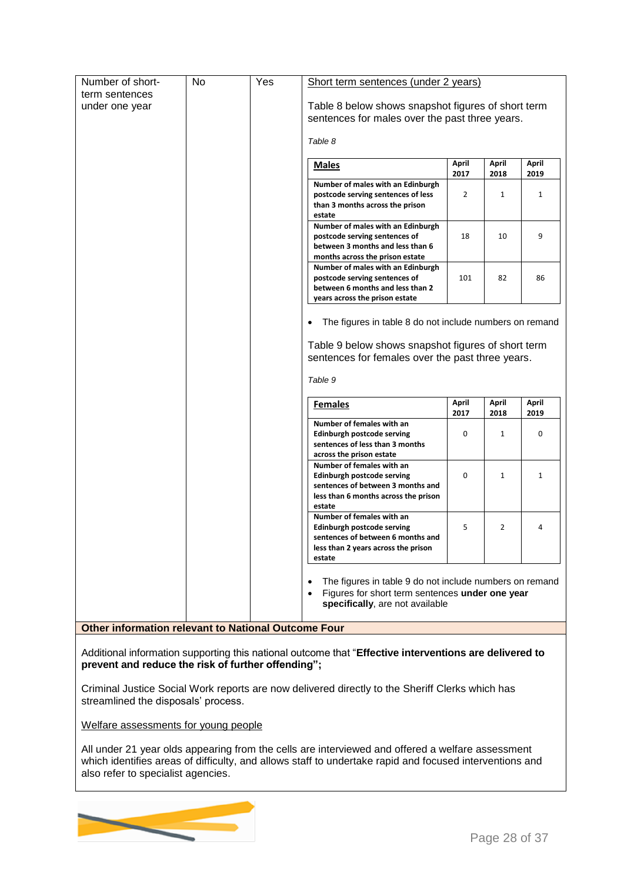| | | | |
|---|---|---|---|
| Number of short-term sentences under one year | No | Yes | Short term sentences (under 2 years) |

Table 8 below shows snapshot figures of short term sentences for males over the past three years.

*Table 8*

| **Males** | **April 2017** | **April 2018** | **April 2019** |
|---|---|---|---|
| **Number of males with an Edinburgh postcode serving sentences of less than 3 months across the prison estate** | 2 | 1 | 1 |
| **Number of males with an Edinburgh postcode serving sentences of between 3 months and less than 6 months across the prison estate** | 18 | 10 | 9 |
| **Number of males with an Edinburgh postcode serving sentences of between 6 months and less than 2 years across the prison estate** | 101 | 82 | 86 |

- The figures in table 8 do not include numbers on remand

Table 9 below shows snapshot figures of short term sentences for females over the past three years.

*Table 9*

| **Females** | **April 2017** | **April 2018** | **April 2019** |
|---|---|---|---|
| **Number of females with an Edinburgh postcode serving sentences of less than 3 months across the prison estate** | 0 | 1 | 0 |
| **Number of females with an Edinburgh postcode serving sentences of between 3 months and less than 6 months across the prison estate** | 0 | 1 | 1 |
| **Number of females with an Edinburgh postcode serving sentences of between 6 months and less than 2 years across the prison estate** | 5 | 2 | 4 |

- The figures in table 9 do not include numbers on remand
- Figures for short term sentences **under one year specifically**, are not available

**Other information relevant to National Outcome Four**

Additional information supporting this national outcome that "**Effective interventions are delivered to prevent and reduce the risk of further offending";**

Criminal Justice Social Work reports are now delivered directly to the Sheriff Clerks which has streamlined the disposals' process.

Welfare assessments for young people

All under 21 year olds appearing from the cells are interviewed and offered a welfare assessment which identifies areas of difficulty, and allows staff to undertake rapid and focused interventions and also refer to specialist agencies.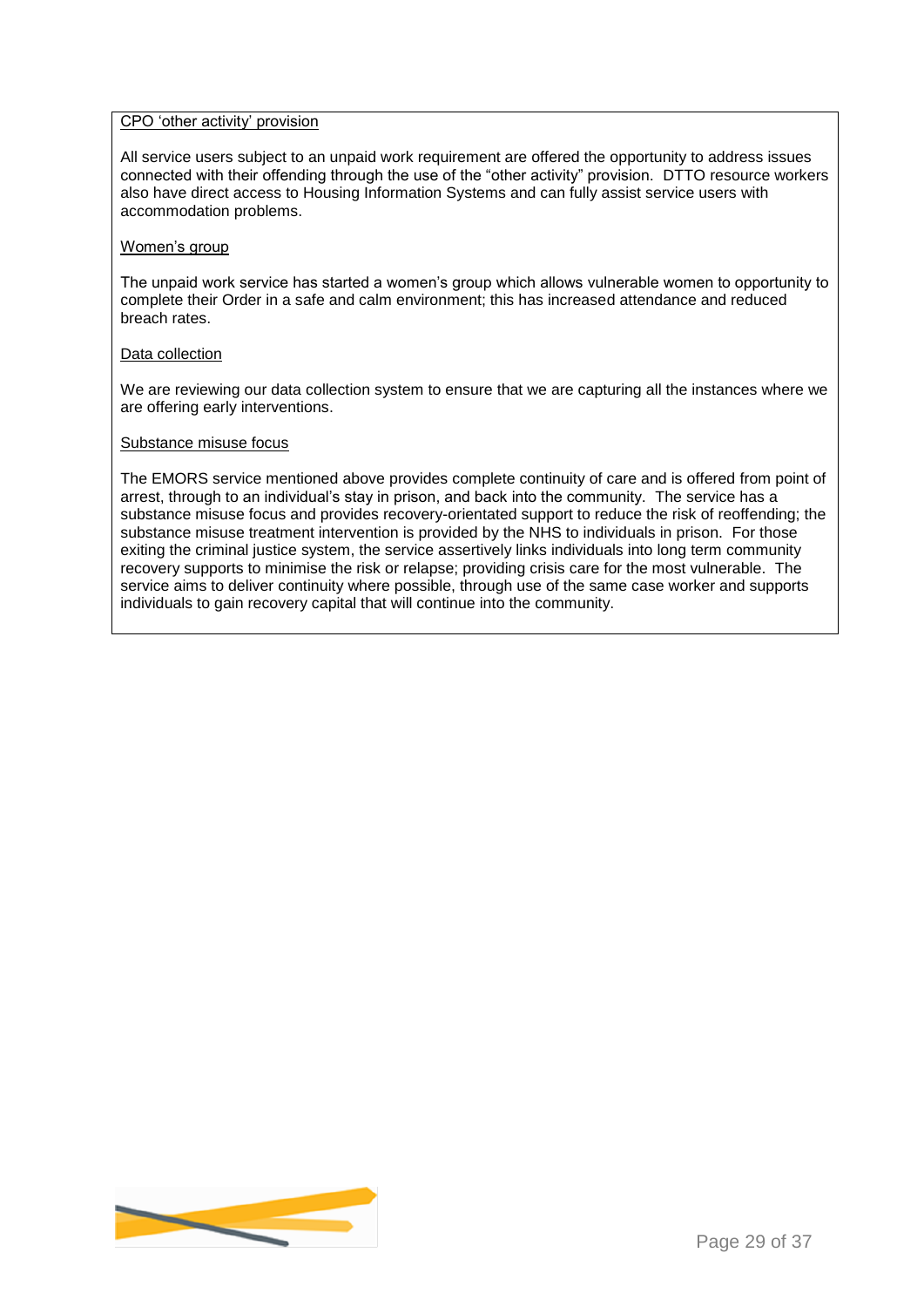CPO 'other activity' provision

All service users subject to an unpaid work requirement are offered the opportunity to address issues connected with their offending through the use of the "other activity" provision. DTTO resource workers also have direct access to Housing Information Systems and can fully assist service users with accommodation problems.

Women's group

The unpaid work service has started a women's group which allows vulnerable women to opportunity to complete their Order in a safe and calm environment; this has increased attendance and reduced breach rates.

Data collection

We are reviewing our data collection system to ensure that we are capturing all the instances where we are offering early interventions.

Substance misuse focus

The EMORS service mentioned above provides complete continuity of care and is offered from point of arrest, through to an individual's stay in prison, and back into the community. The service has a substance misuse focus and provides recovery-orientated support to reduce the risk of reoffending; the substance misuse treatment intervention is provided by the NHS to individuals in prison. For those exiting the criminal justice system, the service assertively links individuals into long term community recovery supports to minimise the risk or relapse; providing crisis care for the most vulnerable. The service aims to deliver continuity where possible, through use of the same case worker and supports individuals to gain recovery capital that will continue into the community.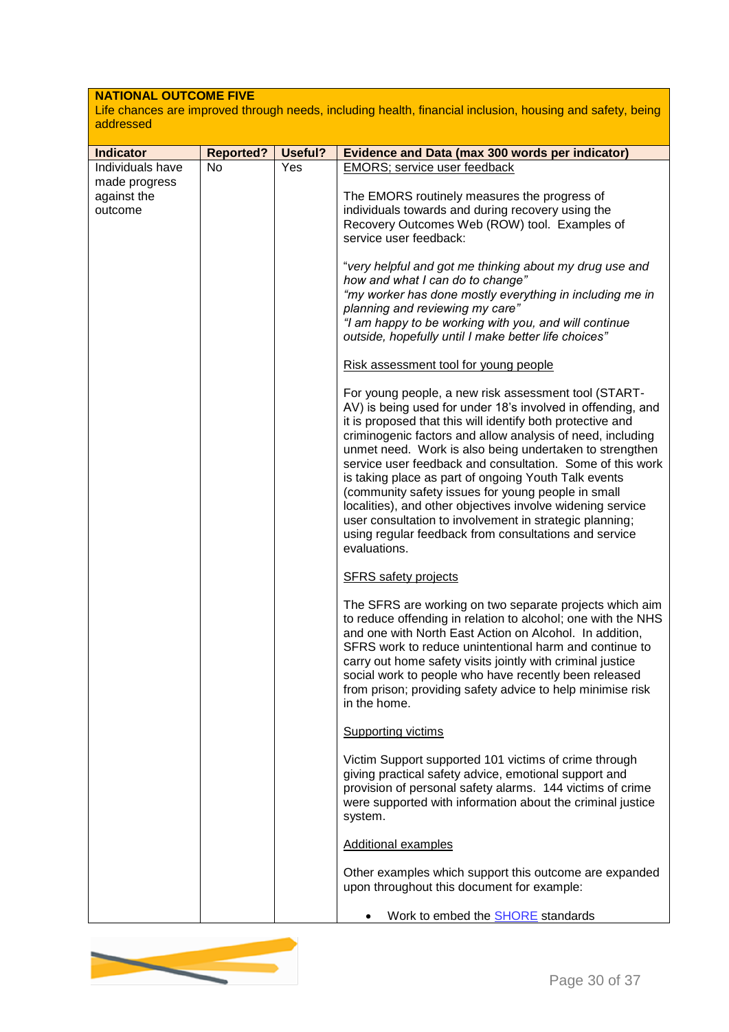| NATIONAL OUTCOME FIVE<br>Life chances are improved through needs, including health, financial inclusion, housing and safety, being addressed | | | |
|---|---|---|---|
| **Indicator** | **Reported?** | **Useful?** | **Evidence and Data (max 300 words per indicator)** |
| Individuals have made progress against the outcome | No | Yes | EMORS; service user feedback<br><br>The EMORS routinely measures the progress of individuals towards and during recovery using the Recovery Outcomes Web (ROW) tool. Examples of service user feedback:<br><br>"*very helpful and got me thinking about my drug use and how and what I can do to change"*<br>*"my worker has done mostly everything in including me in planning and reviewing my care"*<br>*"I am happy to be working with you, and will continue outside, hopefully until I make better life choices"*<br><br>Risk assessment tool for young people<br><br>For young people, a new risk assessment tool (START-AV) is being used for under 18's involved in offending, and it is proposed that this will identify both protective and criminogenic factors and allow analysis of need, including unmet need. Work is also being undertaken to strengthen service user feedback and consultation. Some of this work is taking place as part of ongoing Youth Talk events (community safety issues for young people in small localities), and other objectives involve widening service user consultation to involvement in strategic planning; using regular feedback from consultations and service evaluations.<br><br>SFRS safety projects<br><br>The SFRS are working on two separate projects which aim to reduce offending in relation to alcohol; one with the NHS and one with North East Action on Alcohol. In addition, SFRS work to reduce unintentional harm and continue to carry out home safety visits jointly with criminal justice social work to people who have recently been released from prison; providing safety advice to help minimise risk in the home.<br><br>Supporting victims<br><br>Victim Support supported 101 victims of crime through giving practical safety advice, emotional support and provision of personal safety alarms. 144 victims of crime were supported with information about the criminal justice system.<br><br>Additional examples<br><br>Other examples which support this outcome are expanded upon throughout this document for example:<br><br>• Work to embed the SHORE standards |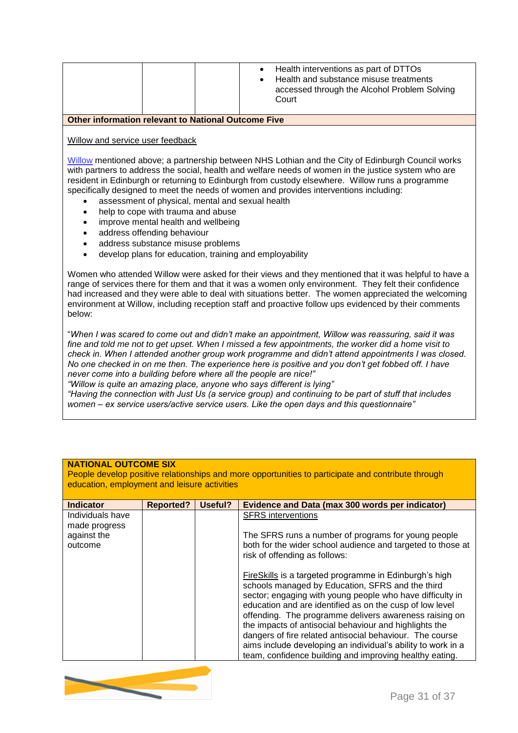| | | | |
|---|---|---|---|
| | | | • Health interventions as part of DTTOs<br>• Health and substance misuse treatments accessed through the Alcohol Problem Solving Court |

**Other information relevant to National Outcome Five**

Willow and service user feedback

Willow mentioned above; a partnership between NHS Lothian and the City of Edinburgh Council works with partners to address the social, health and welfare needs of women in the justice system who are resident in Edinburgh or returning to Edinburgh from custody elsewhere. Willow runs a programme specifically designed to meet the needs of women and provides interventions including:

- assessment of physical, mental and sexual health
- help to cope with trauma and abuse
- improve mental health and wellbeing
- address offending behaviour
- address substance misuse problems
- develop plans for education, training and employability

Women who attended Willow were asked for their views and they mentioned that it was helpful to have a range of services there for them and that it was a women only environment. They felt their confidence had increased and they were able to deal with situations better. The women appreciated the welcoming environment at Willow, including reception staff and proactive follow ups evidenced by their comments below:

"*When I was scared to come out and didn't make an appointment, Willow was reassuring, said it was fine and told me not to get upset. When I missed a few appointments, the worker did a home visit to check in. When I attended another group work programme and didn't attend appointments I was closed. No one checked in on me then. The experience here is positive and you don't get fobbed off. I have never come into a building before where all the people are nice!"*

*"Willow is quite an amazing place, anyone who says different is lying"*

*"Having the connection with Just Us (a service group) and continuing to be part of stuff that includes women – ex service users/active service users. Like the open days and this questionnaire"*

**NATIONAL OUTCOME SIX**

People develop positive relationships and more opportunities to participate and contribute through education, employment and leisure activities

| Indicator | Reported? | Useful? | Evidence and Data (max 300 words per indicator) |
|---|---|---|---|
| Individuals have made progress against the outcome | | | SFRS interventions<br><br>The SFRS runs a number of programs for young people both for the wider school audience and targeted to those at risk of offending as follows:<br><br>FireSkills is a targeted programme in Edinburgh's high schools managed by Education, SFRS and the third sector; engaging with young people who have difficulty in education and are identified as on the cusp of low level offending. The programme delivers awareness raising on the impacts of antisocial behaviour and highlights the dangers of fire related antisocial behaviour. The course aims include developing an individual's ability to work in a team, confidence building and improving healthy eating. |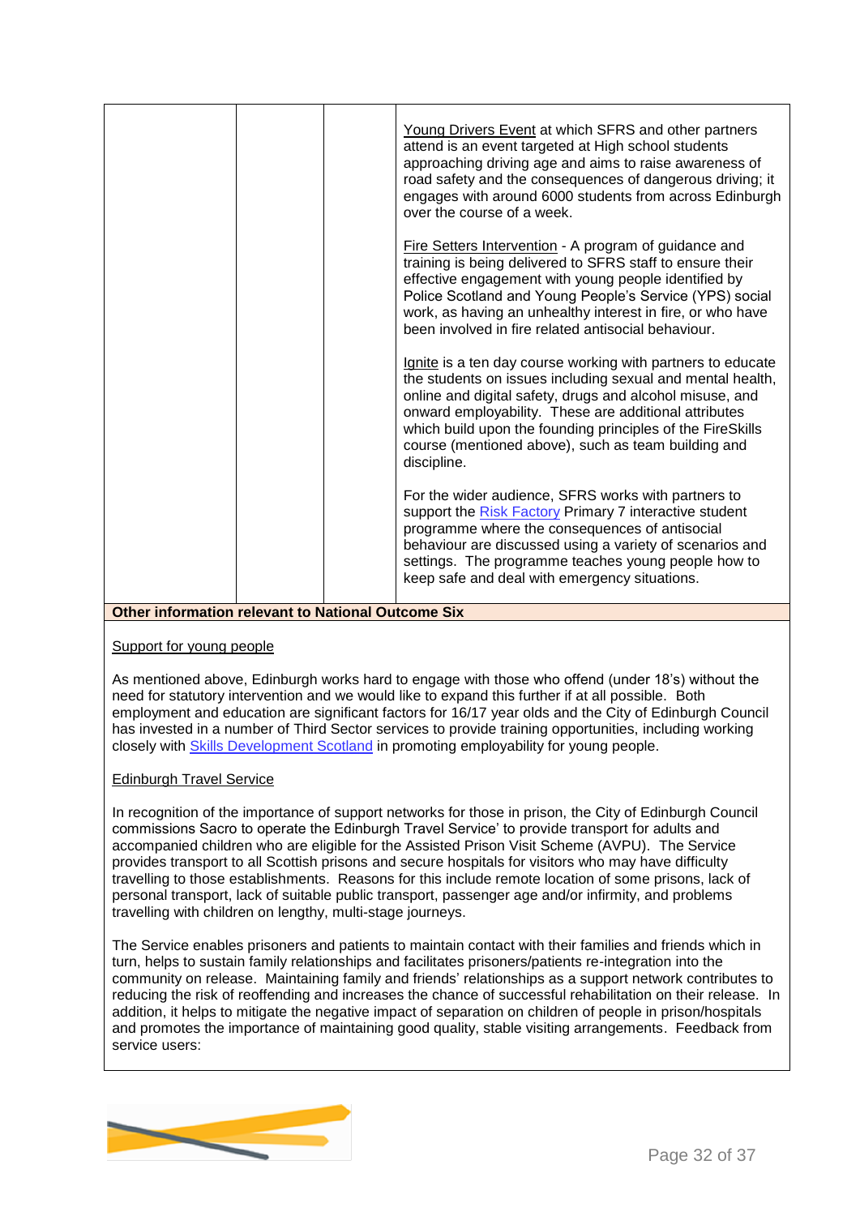| | | | |
|---|---|---|---|
| | | | Young Drivers Event at which SFRS and other partners attend is an event targeted at High school students approaching driving age and aims to raise awareness of road safety and the consequences of dangerous driving; it engages with around 6000 students from across Edinburgh over the course of a week.<br><br>Fire Setters Intervention - A program of guidance and training is being delivered to SFRS staff to ensure their effective engagement with young people identified by Police Scotland and Young People's Service (YPS) social work, as having an unhealthy interest in fire, or who have been involved in fire related antisocial behaviour.<br><br>Ignite is a ten day course working with partners to educate the students on issues including sexual and mental health, online and digital safety, drugs and alcohol misuse, and onward employability. These are additional attributes which build upon the founding principles of the FireSkills course (mentioned above), such as team building and discipline.<br><br>For the wider audience, SFRS works with partners to support the Risk Factory Primary 7 interactive student programme where the consequences of antisocial behaviour are discussed using a variety of scenarios and settings. The programme teaches young people how to keep safe and deal with emergency situations. |

**Other information relevant to National Outcome Six**

Support for young people

As mentioned above, Edinburgh works hard to engage with those who offend (under 18's) without the need for statutory intervention and we would like to expand this further if at all possible. Both employment and education are significant factors for 16/17 year olds and the City of Edinburgh Council has invested in a number of Third Sector services to provide training opportunities, including working closely with Skills Development Scotland in promoting employability for young people.

Edinburgh Travel Service

In recognition of the importance of support networks for those in prison, the City of Edinburgh Council commissions Sacro to operate the Edinburgh Travel Service' to provide transport for adults and accompanied children who are eligible for the Assisted Prison Visit Scheme (AVPU). The Service provides transport to all Scottish prisons and secure hospitals for visitors who may have difficulty travelling to those establishments. Reasons for this include remote location of some prisons, lack of personal transport, lack of suitable public transport, passenger age and/or infirmity, and problems travelling with children on lengthy, multi-stage journeys.

The Service enables prisoners and patients to maintain contact with their families and friends which in turn, helps to sustain family relationships and facilitates prisoners/patients re-integration into the community on release. Maintaining family and friends' relationships as a support network contributes to reducing the risk of reoffending and increases the chance of successful rehabilitation on their release. In addition, it helps to mitigate the negative impact of separation on children of people in prison/hospitals and promotes the importance of maintaining good quality, stable visiting arrangements. Feedback from service users: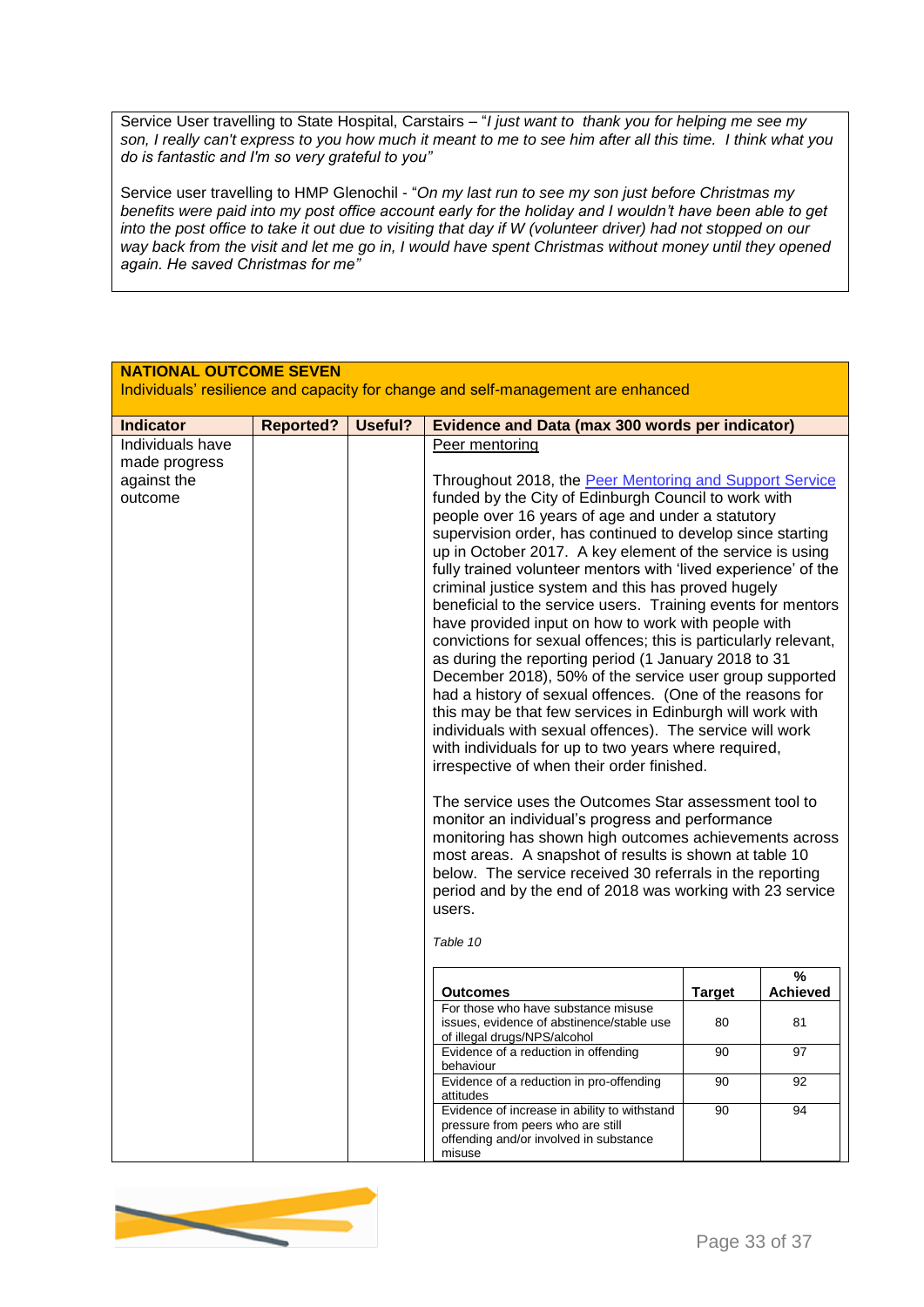Service User travelling to State Hospital, Carstairs – “*I just want to thank you for helping me see my son, I really can't express to you how much it meant to me to see him after all this time. I think what you do is fantastic and I'm so very grateful to you*”

Service user travelling to HMP Glenochil - “*On my last run to see my son just before Christmas my benefits were paid into my post office account early for the holiday and I wouldn’t have been able to get into the post office to take it out due to visiting that day if W (volunteer driver) had not stopped on our way back from the visit and let me go in, I would have spent Christmas without money until they opened again. He saved Christmas for me*”

**NATIONAL OUTCOME SEVEN**
Individuals’ resilience and capacity for change and self-management are enhanced

| Indicator | Reported? | Useful? | Evidence and Data (max 300 words per indicator) |
|---|---|---|---|
| Individuals have made progress against the outcome | | | Peer mentoring<br><br>Throughout 2018, the Peer Mentoring and Support Service funded by the City of Edinburgh Council to work with people over 16 years of age and under a statutory supervision order, has continued to develop since starting up in October 2017. A key element of the service is using fully trained volunteer mentors with ‘lived experience’ of the criminal justice system and this has proved hugely beneficial to the service users. Training events for mentors have provided input on how to work with people with convictions for sexual offences; this is particularly relevant, as during the reporting period (1 January 2018 to 31 December 2018), 50% of the service user group supported had a history of sexual offences. (One of the reasons for this may be that few services in Edinburgh will work with individuals with sexual offences). The service will work with individuals for up to two years where required, irrespective of when their order finished.<br><br>The service uses the Outcomes Star assessment tool to monitor an individual’s progress and performance monitoring has shown high outcomes achievements across most areas. A snapshot of results is shown at table 10 below. The service received 30 referrals in the reporting period and by the end of 2018 was working with 23 service users. |

*Table 10*

| Outcomes | Target | % Achieved |
|---|---|---|
| For those who have substance misuse issues, evidence of abstinence/stable use of illegal drugs/NPS/alcohol | 80 | 81 |
| Evidence of a reduction in offending behaviour | 90 | 97 |
| Evidence of a reduction in pro-offending attitudes | 90 | 92 |
| Evidence of increase in ability to withstand pressure from peers who are still offending and/or involved in substance misuse | 90 | 94 |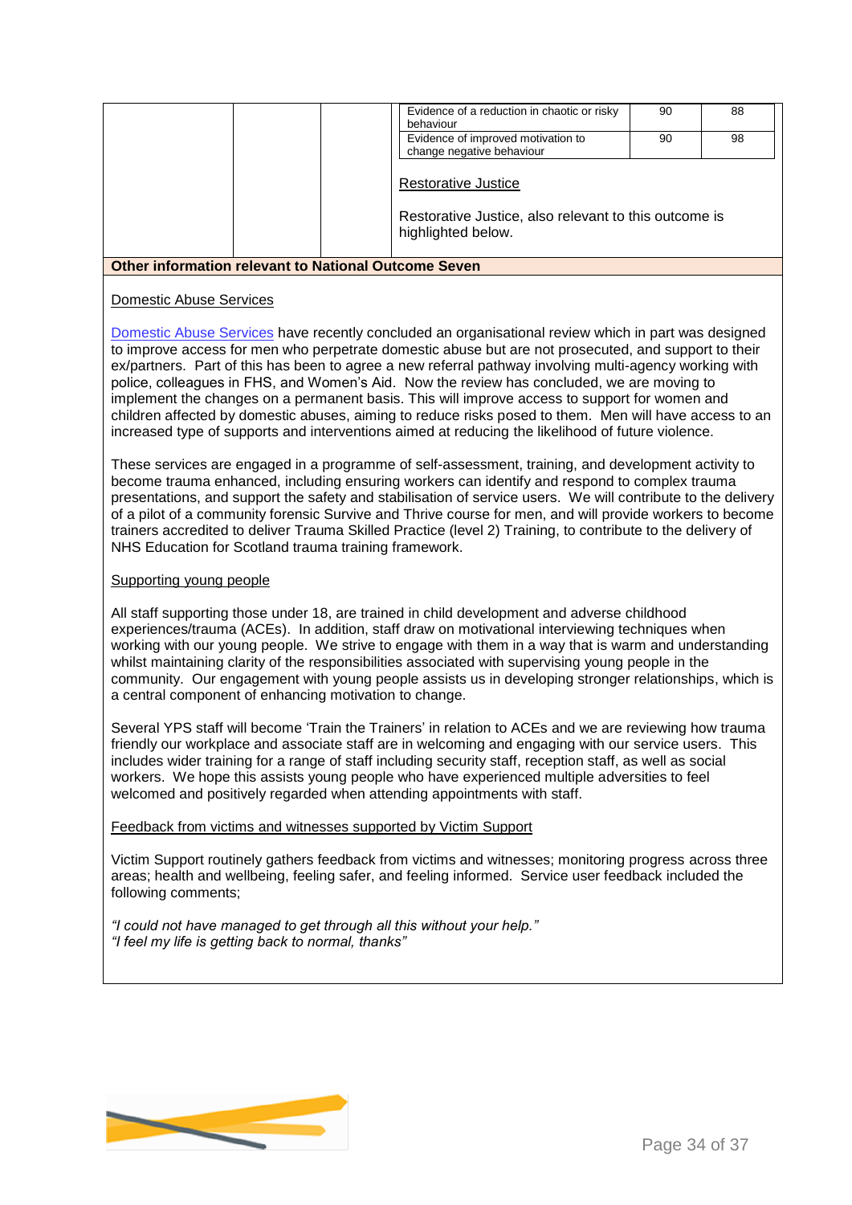| | | |
|---|---|---|
| Evidence of a reduction in chaotic or risky behaviour | 90 | 88 |
| Evidence of improved motivation to change negative behaviour | 90 | 98 |

Restorative Justice

Restorative Justice, also relevant to this outcome is highlighted below.

**Other information relevant to National Outcome Seven**

Domestic Abuse Services

Domestic Abuse Services have recently concluded an organisational review which in part was designed to improve access for men who perpetrate domestic abuse but are not prosecuted, and support to their ex/partners. Part of this has been to agree a new referral pathway involving multi-agency working with police, colleagues in FHS, and Women's Aid. Now the review has concluded, we are moving to implement the changes on a permanent basis. This will improve access to support for women and children affected by domestic abuses, aiming to reduce risks posed to them. Men will have access to an increased type of supports and interventions aimed at reducing the likelihood of future violence.

These services are engaged in a programme of self-assessment, training, and development activity to become trauma enhanced, including ensuring workers can identify and respond to complex trauma presentations, and support the safety and stabilisation of service users. We will contribute to the delivery of a pilot of a community forensic Survive and Thrive course for men, and will provide workers to become trainers accredited to deliver Trauma Skilled Practice (level 2) Training, to contribute to the delivery of NHS Education for Scotland trauma training framework.

Supporting young people

All staff supporting those under 18, are trained in child development and adverse childhood experiences/trauma (ACEs). In addition, staff draw on motivational interviewing techniques when working with our young people. We strive to engage with them in a way that is warm and understanding whilst maintaining clarity of the responsibilities associated with supervising young people in the community. Our engagement with young people assists us in developing stronger relationships, which is a central component of enhancing motivation to change.

Several YPS staff will become 'Train the Trainers' in relation to ACEs and we are reviewing how trauma friendly our workplace and associate staff are in welcoming and engaging with our service users. This includes wider training for a range of staff including security staff, reception staff, as well as social workers. We hope this assists young people who have experienced multiple adversities to feel welcomed and positively regarded when attending appointments with staff.

Feedback from victims and witnesses supported by Victim Support

Victim Support routinely gathers feedback from victims and witnesses; monitoring progress across three areas; health and wellbeing, feeling safer, and feeling informed. Service user feedback included the following comments;

*"I could not have managed to get through all this without your help."*
*"I feel my life is getting back to normal, thanks"*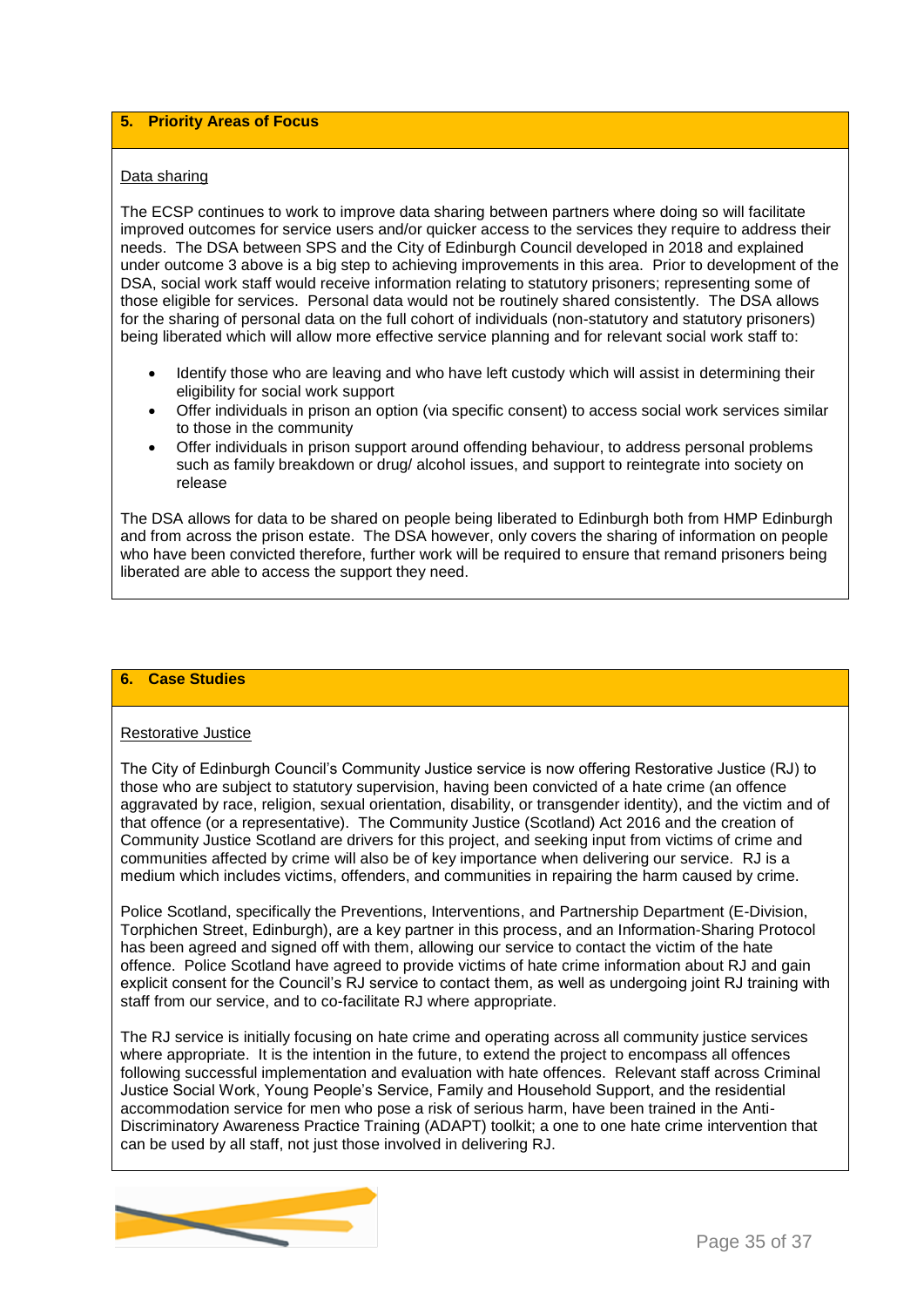## 5. Priority Areas of Focus

Data sharing

The ECSP continues to work to improve data sharing between partners where doing so will facilitate improved outcomes for service users and/or quicker access to the services they require to address their needs. The DSA between SPS and the City of Edinburgh Council developed in 2018 and explained under outcome 3 above is a big step to achieving improvements in this area. Prior to development of the DSA, social work staff would receive information relating to statutory prisoners; representing some of those eligible for services. Personal data would not be routinely shared consistently. The DSA allows for the sharing of personal data on the full cohort of individuals (non-statutory and statutory prisoners) being liberated which will allow more effective service planning and for relevant social work staff to:

- Identify those who are leaving and who have left custody which will assist in determining their eligibility for social work support
- Offer individuals in prison an option (via specific consent) to access social work services similar to those in the community
- Offer individuals in prison support around offending behaviour, to address personal problems such as family breakdown or drug/ alcohol issues, and support to reintegrate into society on release

The DSA allows for data to be shared on people being liberated to Edinburgh both from HMP Edinburgh and from across the prison estate. The DSA however, only covers the sharing of information on people who have been convicted therefore, further work will be required to ensure that remand prisoners being liberated are able to access the support they need.

## 6. Case Studies

Restorative Justice

The City of Edinburgh Council's Community Justice service is now offering Restorative Justice (RJ) to those who are subject to statutory supervision, having been convicted of a hate crime (an offence aggravated by race, religion, sexual orientation, disability, or transgender identity), and the victim and of that offence (or a representative). The Community Justice (Scotland) Act 2016 and the creation of Community Justice Scotland are drivers for this project, and seeking input from victims of crime and communities affected by crime will also be of key importance when delivering our service. RJ is a medium which includes victims, offenders, and communities in repairing the harm caused by crime.

Police Scotland, specifically the Preventions, Interventions, and Partnership Department (E-Division, Torphichen Street, Edinburgh), are a key partner in this process, and an Information-Sharing Protocol has been agreed and signed off with them, allowing our service to contact the victim of the hate offence. Police Scotland have agreed to provide victims of hate crime information about RJ and gain explicit consent for the Council's RJ service to contact them, as well as undergoing joint RJ training with staff from our service, and to co-facilitate RJ where appropriate.

The RJ service is initially focusing on hate crime and operating across all community justice services where appropriate. It is the intention in the future, to extend the project to encompass all offences following successful implementation and evaluation with hate offences. Relevant staff across Criminal Justice Social Work, Young People's Service, Family and Household Support, and the residential accommodation service for men who pose a risk of serious harm, have been trained in the Anti-Discriminatory Awareness Practice Training (ADAPT) toolkit; a one to one hate crime intervention that can be used by all staff, not just those involved in delivering RJ.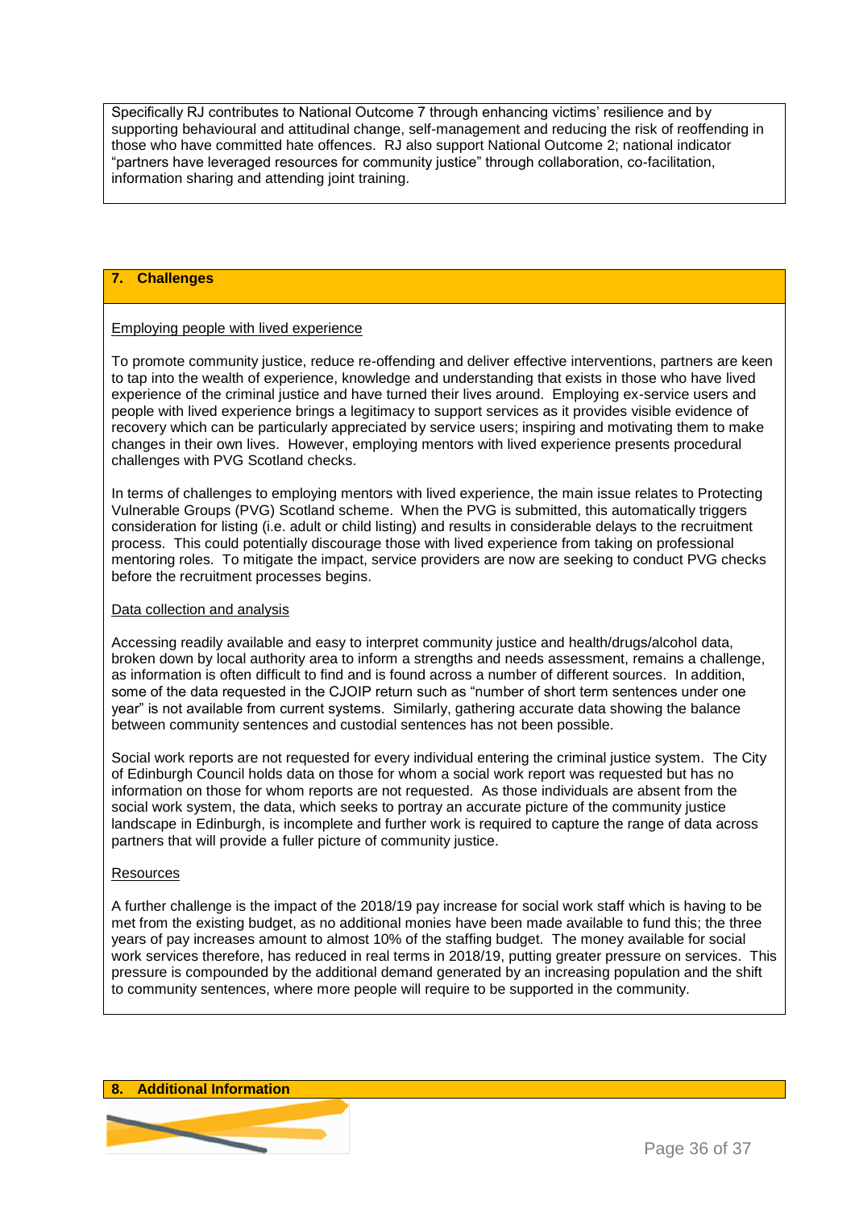Specifically RJ contributes to National Outcome 7 through enhancing victims' resilience and by supporting behavioural and attitudinal change, self-management and reducing the risk of reoffending in those who have committed hate offences. RJ also support National Outcome 2; national indicator "partners have leveraged resources for community justice" through collaboration, co-facilitation, information sharing and attending joint training.

## 7. Challenges

Employing people with lived experience

To promote community justice, reduce re-offending and deliver effective interventions, partners are keen to tap into the wealth of experience, knowledge and understanding that exists in those who have lived experience of the criminal justice and have turned their lives around. Employing ex-service users and people with lived experience brings a legitimacy to support services as it provides visible evidence of recovery which can be particularly appreciated by service users; inspiring and motivating them to make changes in their own lives. However, employing mentors with lived experience presents procedural challenges with PVG Scotland checks.

In terms of challenges to employing mentors with lived experience, the main issue relates to Protecting Vulnerable Groups (PVG) Scotland scheme. When the PVG is submitted, this automatically triggers consideration for listing (i.e. adult or child listing) and results in considerable delays to the recruitment process. This could potentially discourage those with lived experience from taking on professional mentoring roles. To mitigate the impact, service providers are now are seeking to conduct PVG checks before the recruitment processes begins.

Data collection and analysis

Accessing readily available and easy to interpret community justice and health/drugs/alcohol data, broken down by local authority area to inform a strengths and needs assessment, remains a challenge, as information is often difficult to find and is found across a number of different sources. In addition, some of the data requested in the CJOIP return such as "number of short term sentences under one year" is not available from current systems. Similarly, gathering accurate data showing the balance between community sentences and custodial sentences has not been possible.

Social work reports are not requested for every individual entering the criminal justice system. The City of Edinburgh Council holds data on those for whom a social work report was requested but has no information on those for whom reports are not requested. As those individuals are absent from the social work system, the data, which seeks to portray an accurate picture of the community justice landscape in Edinburgh, is incomplete and further work is required to capture the range of data across partners that will provide a fuller picture of community justice.

Resources

A further challenge is the impact of the 2018/19 pay increase for social work staff which is having to be met from the existing budget, as no additional monies have been made available to fund this; the three years of pay increases amount to almost 10% of the staffing budget. The money available for social work services therefore, has reduced in real terms in 2018/19, putting greater pressure on services. This pressure is compounded by the additional demand generated by an increasing population and the shift to community sentences, where more people will require to be supported in the community.

## 8. Additional Information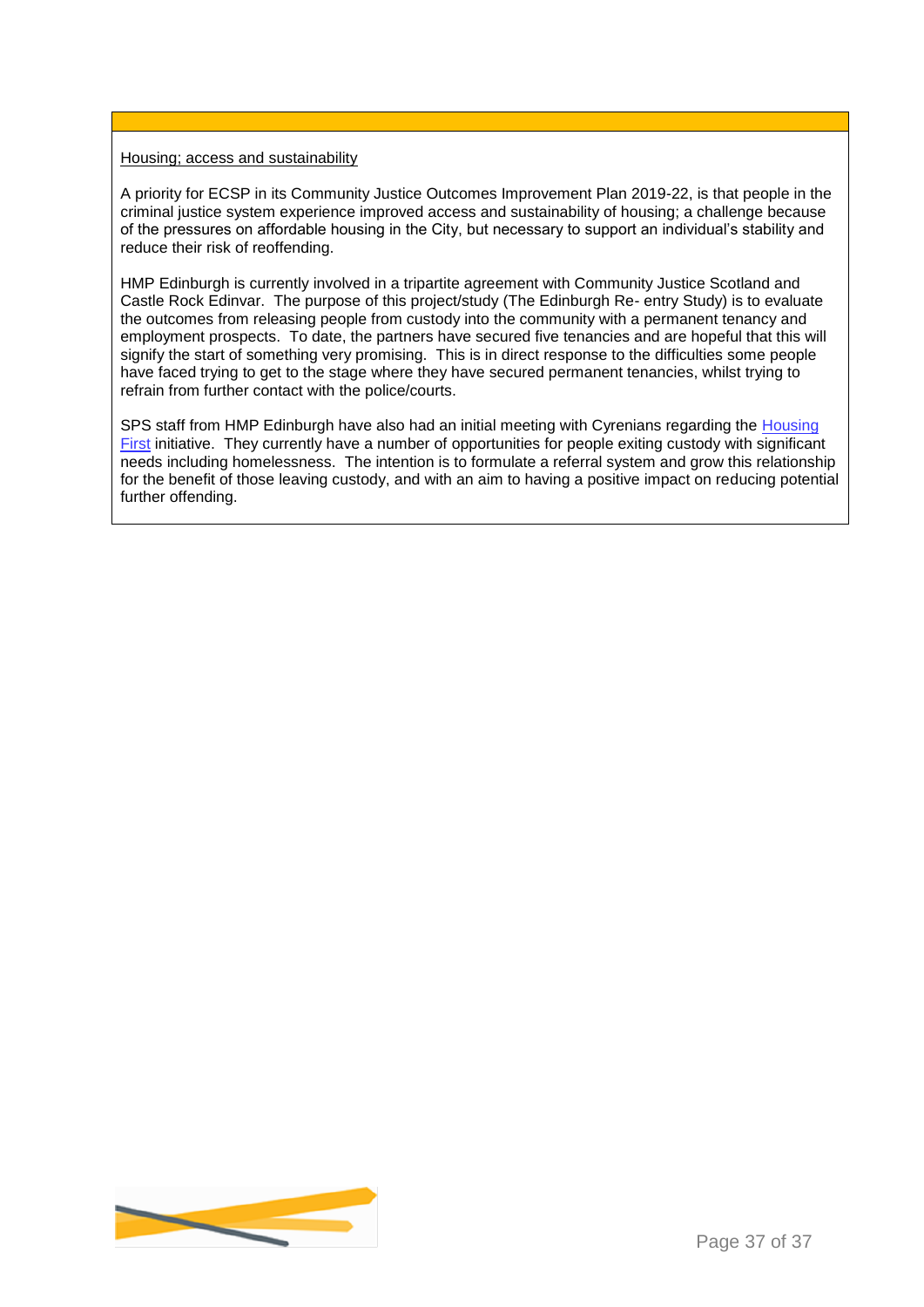Housing; access and sustainability

A priority for ECSP in its Community Justice Outcomes Improvement Plan 2019-22, is that people in the criminal justice system experience improved access and sustainability of housing; a challenge because of the pressures on affordable housing in the City, but necessary to support an individual's stability and reduce their risk of reoffending.

HMP Edinburgh is currently involved in a tripartite agreement with Community Justice Scotland and Castle Rock Edinvar. The purpose of this project/study (The Edinburgh Re- entry Study) is to evaluate the outcomes from releasing people from custody into the community with a permanent tenancy and employment prospects. To date, the partners have secured five tenancies and are hopeful that this will signify the start of something very promising. This is in direct response to the difficulties some people have faced trying to get to the stage where they have secured permanent tenancies, whilst trying to refrain from further contact with the police/courts.

SPS staff from HMP Edinburgh have also had an initial meeting with Cyrenians regarding the Housing First initiative. They currently have a number of opportunities for people exiting custody with significant needs including homelessness. The intention is to formulate a referral system and grow this relationship for the benefit of those leaving custody, and with an aim to having a positive impact on reducing potential further offending.